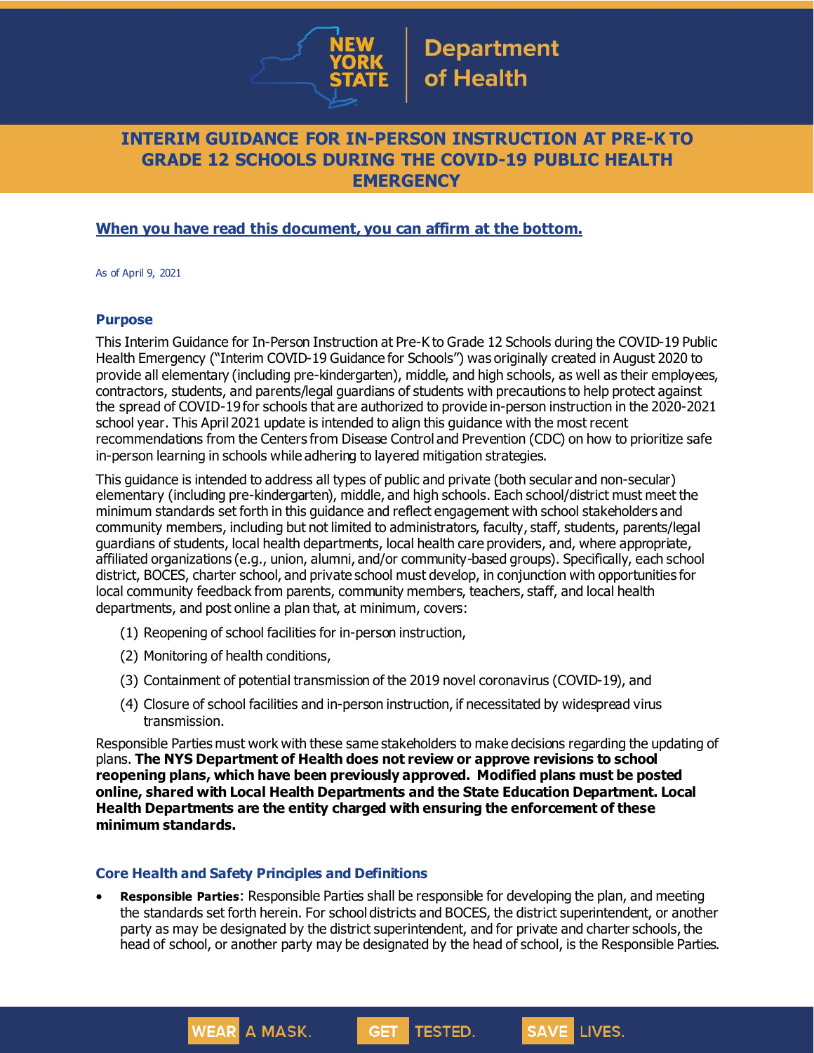# INTERIM GUIDANCE FOR IN-PERSON INSTRUCTION AT PRE-K TO GRADE 12 SCHOOLS DURING THE COVID-19 PUBLIC HEALTH EMERGENCY

**When you have read this document, you can affirm at the bottom.**

As of April 9, 2021

## Purpose

This Interim Guidance for In-Person Instruction at Pre-K to Grade 12 Schools during the COVID-19 Public Health Emergency ("Interim COVID-19 Guidance for Schools") was originally created in August 2020 to provide all elementary (including pre-kindergarten), middle, and high schools, as well as their employees, contractors, students, and parents/legal guardians of students with precautions to help protect against the spread of COVID-19 for schools that are authorized to provide in-person instruction in the 2020-2021 school year. This April 2021 update is intended to align this guidance with the most recent recommendations from the Centers from Disease Control and Prevention (CDC) on how to prioritize safe in-person learning in schools while adhering to layered mitigation strategies.

This guidance is intended to address all types of public and private (both secular and non-secular) elementary (including pre-kindergarten), middle, and high schools. Each school/district must meet the minimum standards set forth in this guidance and reflect engagement with school stakeholders and community members, including but not limited to administrators, faculty, staff, students, parents/legal guardians of students, local health departments, local health care providers, and, where appropriate, affiliated organizations (e.g., union, alumni, and/or community-based groups). Specifically, each school district, BOCES, charter school, and private school must develop, in conjunction with opportunities for local community feedback from parents, community members, teachers, staff, and local health departments, and post online a plan that, at minimum, covers:

(1) Reopening of school facilities for in-person instruction,

(2) Monitoring of health conditions,

(3) Containment of potential transmission of the 2019 novel coronavirus (COVID-19), and

(4) Closure of school facilities and in-person instruction, if necessitated by widespread virus transmission.

Responsible Parties must work with these same stakeholders to make decisions regarding the updating of plans. **The NYS Department of Health does not review or approve revisions to school reopening plans, which have been previously approved. Modified plans must be posted online, shared with Local Health Departments and the State Education Department. Local Health Departments are the entity charged with ensuring the enforcement of these minimum standards.**

## Core Health and Safety Principles and Definitions

- **Responsible Parties**: Responsible Parties shall be responsible for developing the plan, and meeting the standards set forth herein. For school districts and BOCES, the district superintendent, or another party as may be designated by the district superintendent, and for private and charter schools, the head of school, or another party may be designated by the head of school, is the Responsible Parties.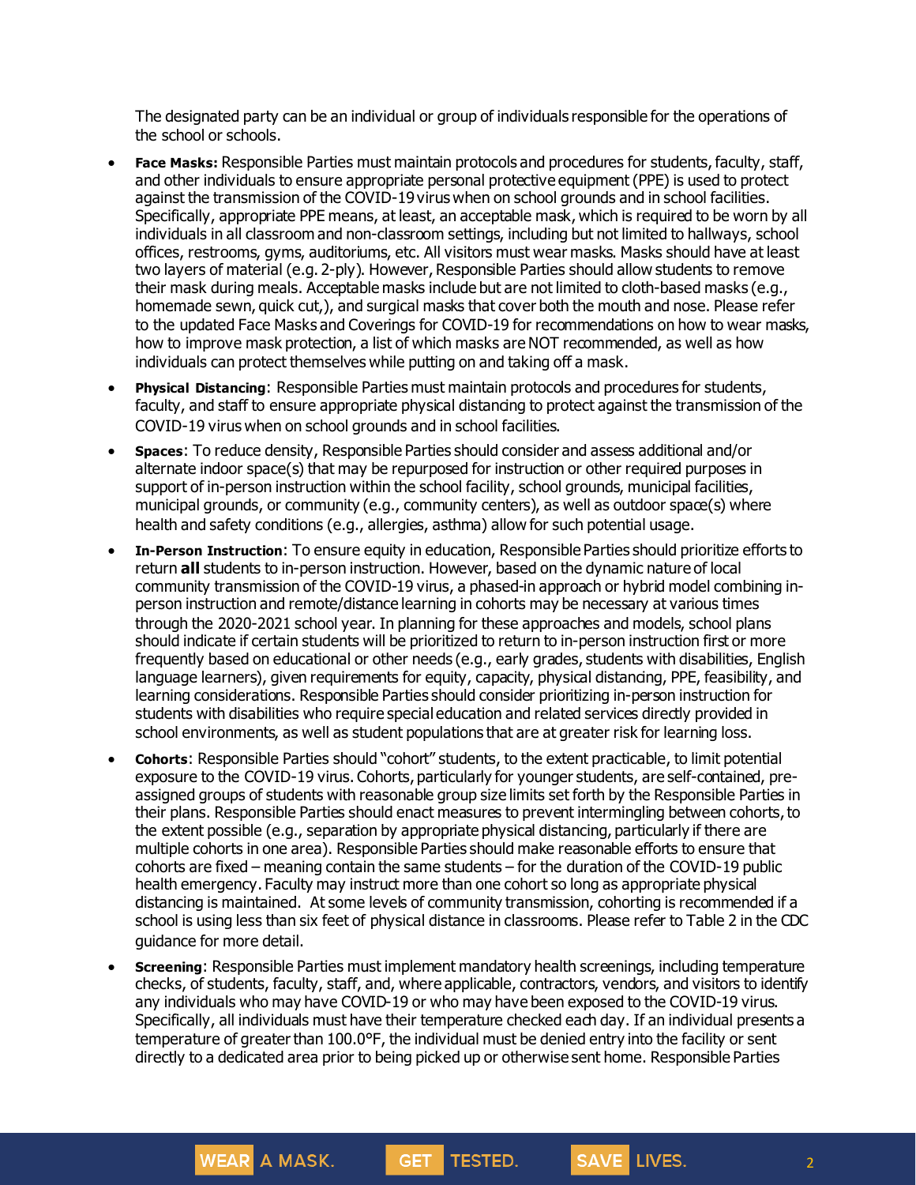The designated party can be an individual or group of individuals responsible for the operations of the school or schools.

- **Face Masks:** Responsible Parties must maintain protocols and procedures for students, faculty, staff, and other individuals to ensure appropriate personal protective equipment (PPE) is used to protect against the transmission of the COVID-19 virus when on school grounds and in school facilities. Specifically, appropriate PPE means, at least, an acceptable mask, which is required to be worn by all individuals in all classroom and non-classroom settings, including but not limited to hallways, school offices, restrooms, gyms, auditoriums, etc. All visitors must wear masks. Masks should have at least two layers of material (e.g. 2-ply). However, Responsible Parties should allow students to remove their mask during meals. Acceptable masks include but are not limited to cloth-based masks (e.g., homemade sewn, quick cut,), and surgical masks that cover both the mouth and nose. Please refer to the updated Face Masks and Coverings for COVID-19 for recommendations on how to wear masks, how to improve mask protection, a list of which masks are NOT recommended, as well as how individuals can protect themselves while putting on and taking off a mask.
- **Physical Distancing**: Responsible Parties must maintain protocols and procedures for students, faculty, and staff to ensure appropriate physical distancing to protect against the transmission of the COVID-19 virus when on school grounds and in school facilities.
- **Spaces**: To reduce density, Responsible Parties should consider and assess additional and/or alternate indoor space(s) that may be repurposed for instruction or other required purposes in support of in-person instruction within the school facility, school grounds, municipal facilities, municipal grounds, or community (e.g., community centers), as well as outdoor space(s) where health and safety conditions (e.g., allergies, asthma) allow for such potential usage.
- **In-Person Instruction**: To ensure equity in education, Responsible Parties should prioritize efforts to return **all** students to in-person instruction. However, based on the dynamic nature of local community transmission of the COVID-19 virus, a phased-in approach or hybrid model combining in-person instruction and remote/distance learning in cohorts may be necessary at various times through the 2020-2021 school year. In planning for these approaches and models, school plans should indicate if certain students will be prioritized to return to in-person instruction first or more frequently based on educational or other needs (e.g., early grades, students with disabilities, English language learners), given requirements for equity, capacity, physical distancing, PPE, feasibility, and learning considerations. Responsible Parties should consider prioritizing in-person instruction for students with disabilities who require special education and related services directly provided in school environments, as well as student populations that are at greater risk for learning loss.
- **Cohorts**: Responsible Parties should "cohort" students, to the extent practicable, to limit potential exposure to the COVID-19 virus. Cohorts, particularly for younger students, are self-contained, pre-assigned groups of students with reasonable group size limits set forth by the Responsible Parties in their plans. Responsible Parties should enact measures to prevent intermingling between cohorts, to the extent possible (e.g., separation by appropriate physical distancing, particularly if there are multiple cohorts in one area). Responsible Parties should make reasonable efforts to ensure that cohorts are fixed – meaning contain the same students – for the duration of the COVID-19 public health emergency. Faculty may instruct more than one cohort so long as appropriate physical distancing is maintained. At some levels of community transmission, cohorting is recommended if a school is using less than six feet of physical distance in classrooms. Please refer to Table 2 in the CDC guidance for more detail.
- **Screening**: Responsible Parties must implement mandatory health screenings, including temperature checks, of students, faculty, staff, and, where applicable, contractors, vendors, and visitors to identify any individuals who may have COVID-19 or who may have been exposed to the COVID-19 virus. Specifically, all individuals must have their temperature checked each day. If an individual presents a temperature of greater than 100.0°F, the individual must be denied entry into the facility or sent directly to a dedicated area prior to being picked up or otherwise sent home. Responsible Parties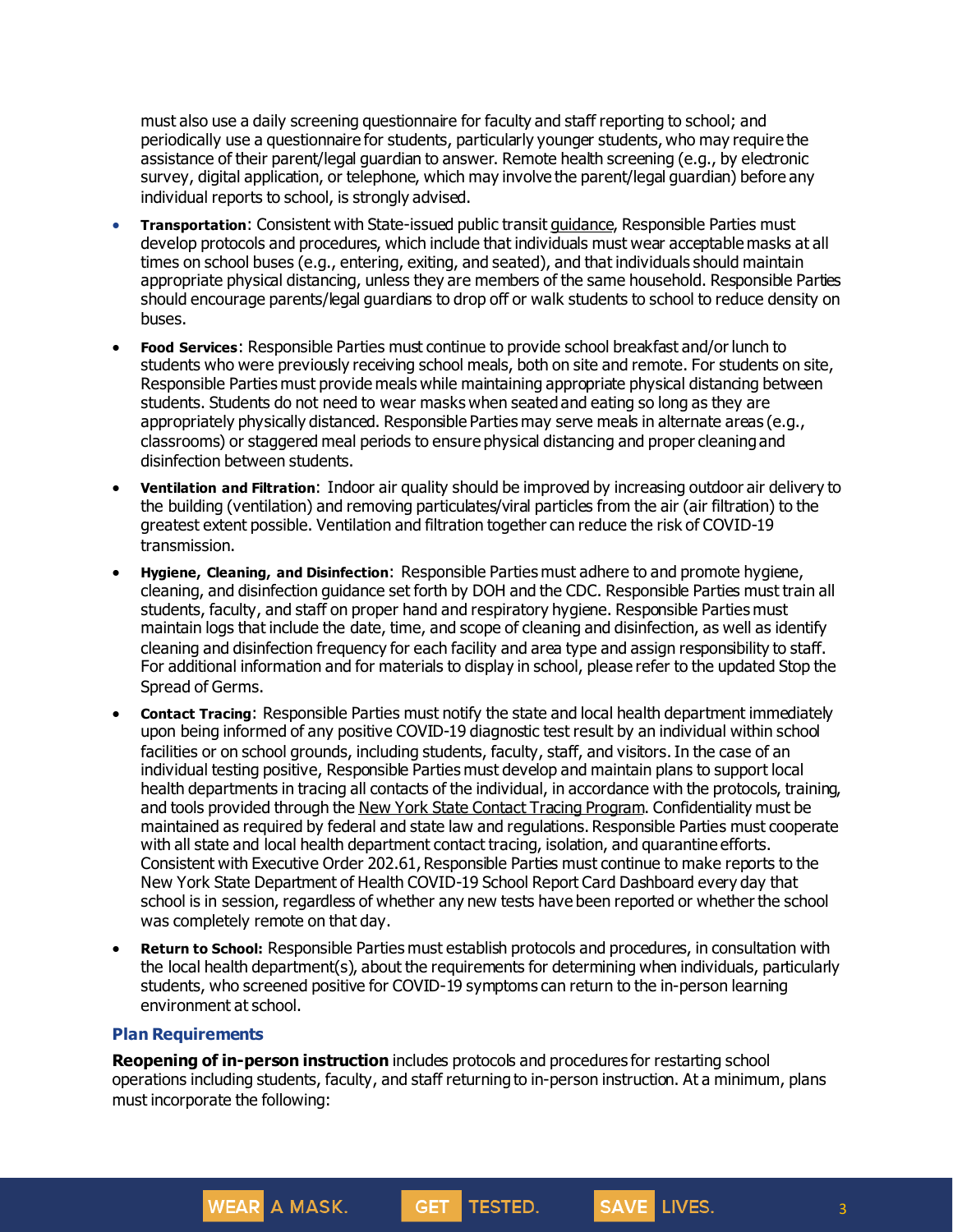must also use a daily screening questionnaire for faculty and staff reporting to school; and periodically use a questionnaire for students, particularly younger students, who may require the assistance of their parent/legal guardian to answer. Remote health screening (e.g., by electronic survey, digital application, or telephone, which may involve the parent/legal guardian) before any individual reports to school, is strongly advised.

- **Transportation**: Consistent with State-issued public transit guidance, Responsible Parties must develop protocols and procedures, which include that individuals must wear acceptable masks at all times on school buses (e.g., entering, exiting, and seated), and that individuals should maintain appropriate physical distancing, unless they are members of the same household. Responsible Parties should encourage parents/legal guardians to drop off or walk students to school to reduce density on buses.
- **Food Services**: Responsible Parties must continue to provide school breakfast and/or lunch to students who were previously receiving school meals, both on site and remote. For students on site, Responsible Parties must provide meals while maintaining appropriate physical distancing between students. Students do not need to wear masks when seated and eating so long as they are appropriately physically distanced. Responsible Parties may serve meals in alternate areas (e.g., classrooms) or staggered meal periods to ensure physical distancing and proper cleaning and disinfection between students.
- **Ventilation and Filtration**: Indoor air quality should be improved by increasing outdoor air delivery to the building (ventilation) and removing particulates/viral particles from the air (air filtration) to the greatest extent possible. Ventilation and filtration together can reduce the risk of COVID-19 transmission.
- **Hygiene, Cleaning, and Disinfection**: Responsible Parties must adhere to and promote hygiene, cleaning, and disinfection guidance set forth by DOH and the CDC. Responsible Parties must train all students, faculty, and staff on proper hand and respiratory hygiene. Responsible Parties must maintain logs that include the date, time, and scope of cleaning and disinfection, as well as identify cleaning and disinfection frequency for each facility and area type and assign responsibility to staff. For additional information and for materials to display in school, please refer to the updated Stop the Spread of Germs.
- **Contact Tracing**: Responsible Parties must notify the state and local health department immediately upon being informed of any positive COVID-19 diagnostic test result by an individual within school facilities or on school grounds, including students, faculty, staff, and visitors. In the case of an individual testing positive, Responsible Parties must develop and maintain plans to support local health departments in tracing all contacts of the individual, in accordance with the protocols, training, and tools provided through the New York State Contact Tracing Program. Confidentiality must be maintained as required by federal and state law and regulations. Responsible Parties must cooperate with all state and local health department contact tracing, isolation, and quarantine efforts. Consistent with Executive Order 202.61, Responsible Parties must continue to make reports to the New York State Department of Health COVID-19 School Report Card Dashboard every day that school is in session, regardless of whether any new tests have been reported or whether the school was completely remote on that day.
- **Return to School:** Responsible Parties must establish protocols and procedures, in consultation with the local health department(s), about the requirements for determining when individuals, particularly students, who screened positive for COVID-19 symptoms can return to the in-person learning environment at school.

### Plan Requirements

**Reopening of in-person instruction** includes protocols and procedures for restarting school operations including students, faculty, and staff returning to in-person instruction. At a minimum, plans must incorporate the following: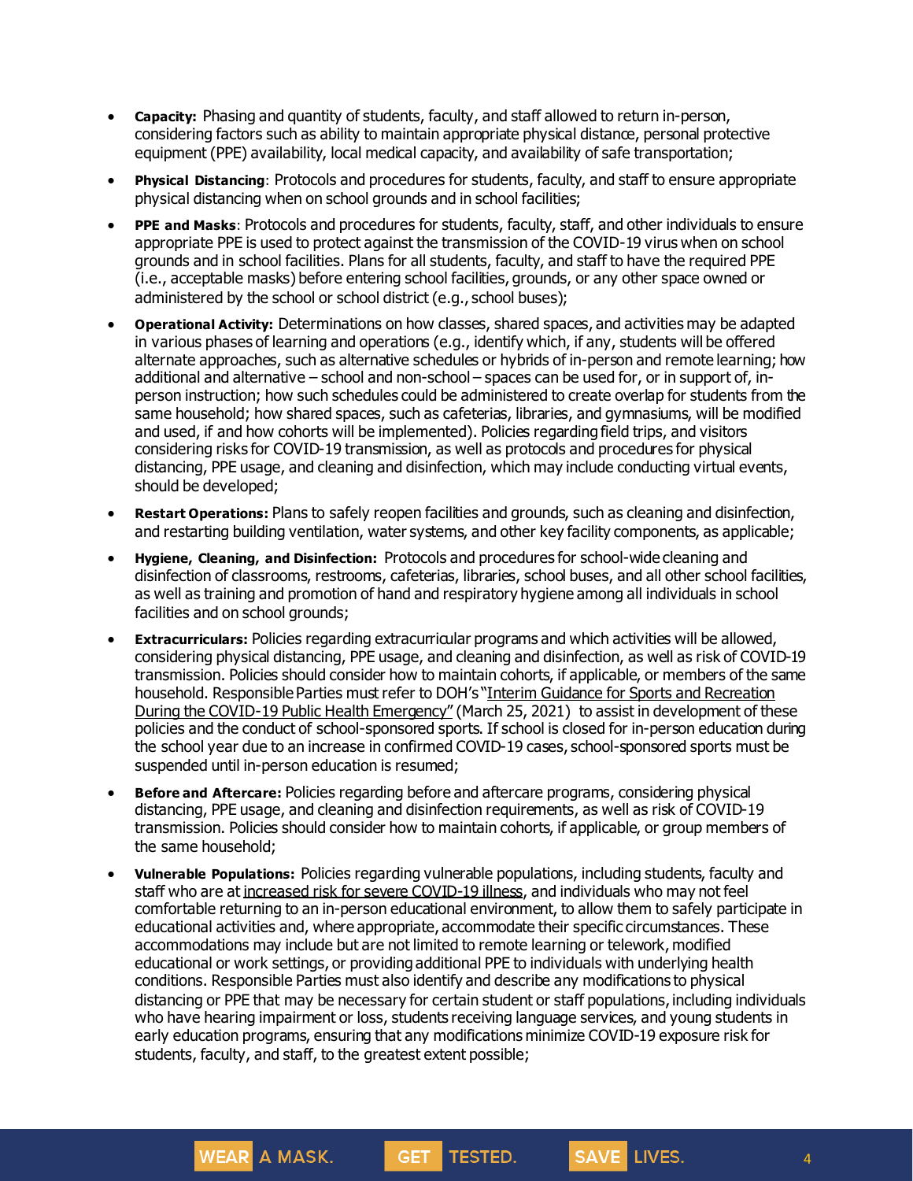- **Capacity:** Phasing and quantity of students, faculty, and staff allowed to return in-person, considering factors such as ability to maintain appropriate physical distance, personal protective equipment (PPE) availability, local medical capacity, and availability of safe transportation;
- **Physical Distancing**: Protocols and procedures for students, faculty, and staff to ensure appropriate physical distancing when on school grounds and in school facilities;
- **PPE and Masks**: Protocols and procedures for students, faculty, staff, and other individuals to ensure appropriate PPE is used to protect against the transmission of the COVID-19 virus when on school grounds and in school facilities. Plans for all students, faculty, and staff to have the required PPE (i.e., acceptable masks) before entering school facilities, grounds, or any other space owned or administered by the school or school district (e.g., school buses);
- **Operational Activity:** Determinations on how classes, shared spaces, and activities may be adapted in various phases of learning and operations (e.g., identify which, if any, students will be offered alternate approaches, such as alternative schedules or hybrids of in-person and remote learning; how additional and alternative – school and non-school – spaces can be used for, or in support of, in-person instruction; how such schedules could be administered to create overlap for students from the same household; how shared spaces, such as cafeterias, libraries, and gymnasiums, will be modified and used, if and how cohorts will be implemented). Policies regarding field trips, and visitors considering risks for COVID-19 transmission, as well as protocols and procedures for physical distancing, PPE usage, and cleaning and disinfection, which may include conducting virtual events, should be developed;
- **Restart Operations:** Plans to safely reopen facilities and grounds, such as cleaning and disinfection, and restarting building ventilation, water systems, and other key facility components, as applicable;
- **Hygiene, Cleaning, and Disinfection:** Protocols and procedures for school-wide cleaning and disinfection of classrooms, restrooms, cafeterias, libraries, school buses, and all other school facilities, as well as training and promotion of hand and respiratory hygiene among all individuals in school facilities and on school grounds;
- **Extracurriculars:** Policies regarding extracurricular programs and which activities will be allowed, considering physical distancing, PPE usage, and cleaning and disinfection, as well as risk of COVID-19 transmission. Policies should consider how to maintain cohorts, if applicable, or members of the same household. Responsible Parties must refer to DOH's "Interim Guidance for Sports and Recreation During the COVID-19 Public Health Emergency" (March 25, 2021) to assist in development of these policies and the conduct of school-sponsored sports. If school is closed for in-person education during the school year due to an increase in confirmed COVID-19 cases, school-sponsored sports must be suspended until in-person education is resumed;
- **Before and Aftercare:** Policies regarding before and aftercare programs, considering physical distancing, PPE usage, and cleaning and disinfection requirements, as well as risk of COVID-19 transmission. Policies should consider how to maintain cohorts, if applicable, or group members of the same household;
- **Vulnerable Populations:** Policies regarding vulnerable populations, including students, faculty and staff who are at increased risk for severe COVID-19 illness, and individuals who may not feel comfortable returning to an in-person educational environment, to allow them to safely participate in educational activities and, where appropriate, accommodate their specific circumstances. These accommodations may include but are not limited to remote learning or telework, modified educational or work settings, or providing additional PPE to individuals with underlying health conditions. Responsible Parties must also identify and describe any modifications to physical distancing or PPE that may be necessary for certain student or staff populations, including individuals who have hearing impairment or loss, students receiving language services, and young students in early education programs, ensuring that any modifications minimize COVID-19 exposure risk for students, faculty, and staff, to the greatest extent possible;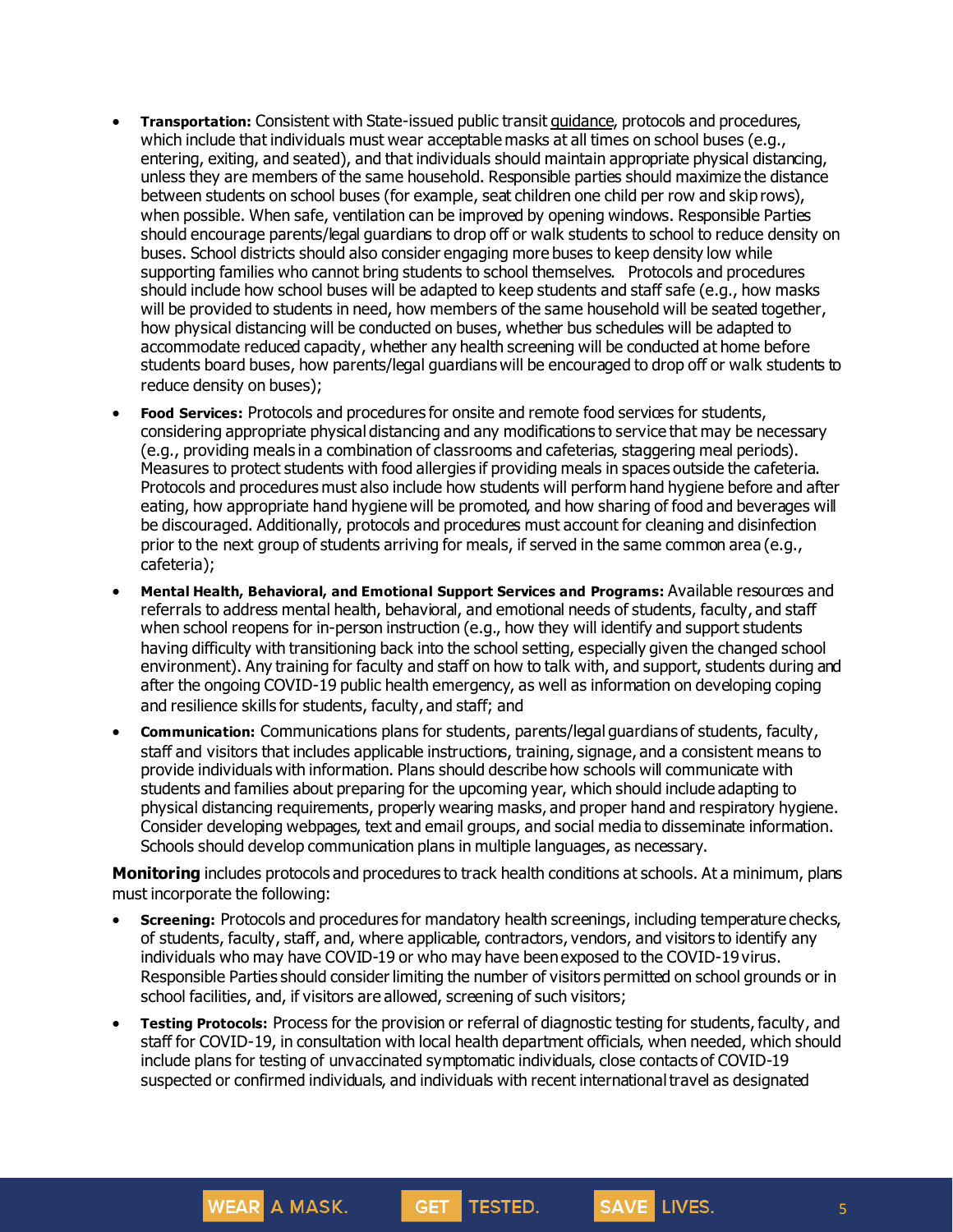- **Transportation:** Consistent with State-issued public transit guidance, protocols and procedures, which include that individuals must wear acceptable masks at all times on school buses (e.g., entering, exiting, and seated), and that individuals should maintain appropriate physical distancing, unless they are members of the same household. Responsible parties should maximize the distance between students on school buses (for example, seat children one child per row and skip rows), when possible. When safe, ventilation can be improved by opening windows. Responsible Parties should encourage parents/legal guardians to drop off or walk students to school to reduce density on buses. School districts should also consider engaging more buses to keep density low while supporting families who cannot bring students to school themselves. Protocols and procedures should include how school buses will be adapted to keep students and staff safe (e.g., how masks will be provided to students in need, how members of the same household will be seated together, how physical distancing will be conducted on buses, whether bus schedules will be adapted to accommodate reduced capacity, whether any health screening will be conducted at home before students board buses, how parents/legal guardians will be encouraged to drop off or walk students to reduce density on buses);
- **Food Services:** Protocols and procedures for onsite and remote food services for students, considering appropriate physical distancing and any modifications to service that may be necessary (e.g., providing meals in a combination of classrooms and cafeterias, staggering meal periods). Measures to protect students with food allergies if providing meals in spaces outside the cafeteria. Protocols and procedures must also include how students will perform hand hygiene before and after eating, how appropriate hand hygiene will be promoted, and how sharing of food and beverages will be discouraged. Additionally, protocols and procedures must account for cleaning and disinfection prior to the next group of students arriving for meals, if served in the same common area (e.g., cafeteria);
- **Mental Health, Behavioral, and Emotional Support Services and Programs:** Available resources and referrals to address mental health, behavioral, and emotional needs of students, faculty, and staff when school reopens for in-person instruction (e.g., how they will identify and support students having difficulty with transitioning back into the school setting, especially given the changed school environment). Any training for faculty and staff on how to talk with, and support, students during and after the ongoing COVID-19 public health emergency, as well as information on developing coping and resilience skills for students, faculty, and staff; and
- **Communication:** Communications plans for students, parents/legal guardians of students, faculty, staff and visitors that includes applicable instructions, training, signage, and a consistent means to provide individuals with information. Plans should describe how schools will communicate with students and families about preparing for the upcoming year, which should include adapting to physical distancing requirements, properly wearing masks, and proper hand and respiratory hygiene. Consider developing webpages, text and email groups, and social media to disseminate information. Schools should develop communication plans in multiple languages, as necessary.

**Monitoring** includes protocols and procedures to track health conditions at schools. At a minimum, plans must incorporate the following:

- **Screening:** Protocols and procedures for mandatory health screenings, including temperature checks, of students, faculty, staff, and, where applicable, contractors, vendors, and visitors to identify any individuals who may have COVID-19 or who may have been exposed to the COVID-19 virus. Responsible Parties should consider limiting the number of visitors permitted on school grounds or in school facilities, and, if visitors are allowed, screening of such visitors;
- **Testing Protocols:** Process for the provision or referral of diagnostic testing for students, faculty, and staff for COVID-19, in consultation with local health department officials, when needed, which should include plans for testing of unvaccinated symptomatic individuals, close contacts of COVID-19 suspected or confirmed individuals, and individuals with recent international travel as designated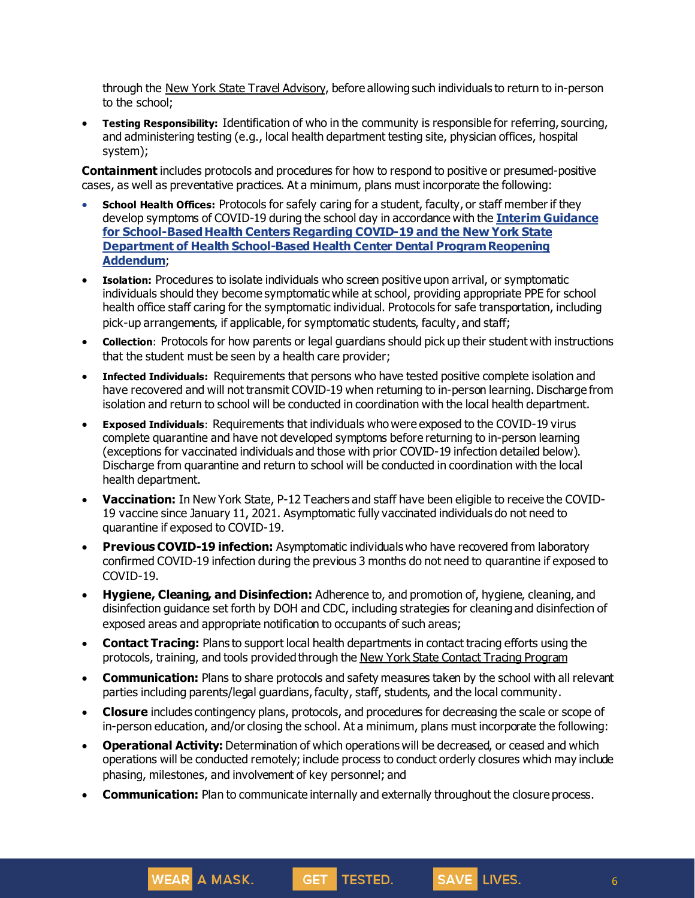through the New York State Travel Advisory, before allowing such individuals to return to in-person to the school;

- **Testing Responsibility:** Identification of who in the community is responsible for referring, sourcing, and administering testing (e.g., local health department testing site, physician offices, hospital system);

**Containment** includes protocols and procedures for how to respond to positive or presumed-positive cases, as well as preventative practices. At a minimum, plans must incorporate the following:

- **School Health Offices:** Protocols for safely caring for a student, faculty, or staff member if they develop symptoms of COVID-19 during the school day in accordance with the **Interim Guidance for School-Based Health Centers Regarding COVID-19 and the New York State Department of Health School-Based Health Center Dental Program Reopening Addendum**;
- **Isolation:** Procedures to isolate individuals who screen positive upon arrival, or symptomatic individuals should they become symptomatic while at school, providing appropriate PPE for school health office staff caring for the symptomatic individual. Protocols for safe transportation, including pick-up arrangements, if applicable, for symptomatic students, faculty, and staff;
- **Collection**: Protocols for how parents or legal guardians should pick up their student with instructions that the student must be seen by a health care provider;
- **Infected Individuals:** Requirements that persons who have tested positive complete isolation and have recovered and will not transmit COVID-19 when returning to in-person learning. Discharge from isolation and return to school will be conducted in coordination with the local health department.
- **Exposed Individuals**: Requirements that individuals who were exposed to the COVID-19 virus complete quarantine and have not developed symptoms before returning to in-person learning (exceptions for vaccinated individuals and those with prior COVID-19 infection detailed below). Discharge from quarantine and return to school will be conducted in coordination with the local health department.
- **Vaccination:** In New York State, P-12 Teachers and staff have been eligible to receive the COVID-19 vaccine since January 11, 2021. Asymptomatic fully vaccinated individuals do not need to quarantine if exposed to COVID-19.
- **Previous COVID-19 infection:** Asymptomatic individuals who have recovered from laboratory confirmed COVID-19 infection during the previous 3 months do not need to quarantine if exposed to COVID-19.
- **Hygiene, Cleaning, and Disinfection:** Adherence to, and promotion of, hygiene, cleaning, and disinfection guidance set forth by DOH and CDC, including strategies for cleaning and disinfection of exposed areas and appropriate notification to occupants of such areas;
- **Contact Tracing:** Plans to support local health departments in contact tracing efforts using the protocols, training, and tools provided through the New York State Contact Tracing Program
- **Communication:** Plans to share protocols and safety measures taken by the school with all relevant parties including parents/legal guardians, faculty, staff, students, and the local community.
- **Closure** includes contingency plans, protocols, and procedures for decreasing the scale or scope of in-person education, and/or closing the school. At a minimum, plans must incorporate the following:
- **Operational Activity:** Determination of which operations will be decreased, or ceased and which operations will be conducted remotely; include process to conduct orderly closures which may include phasing, milestones, and involvement of key personnel; and
- **Communication:** Plan to communicate internally and externally throughout the closure process.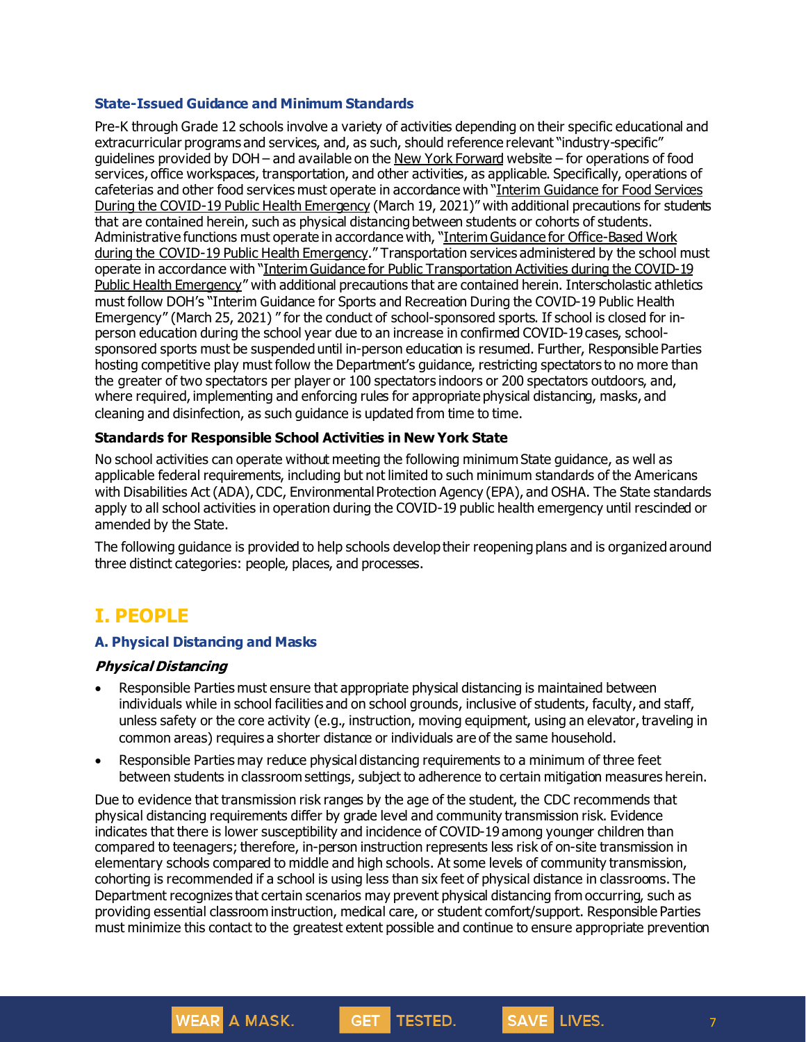### State-Issued Guidance and Minimum Standards

Pre-K through Grade 12 schools involve a variety of activities depending on their specific educational and extracurricular programs and services, and, as such, should reference relevant "industry-specific" guidelines provided by DOH – and available on the New York Forward website – for operations of food services, office workspaces, transportation, and other activities, as applicable. Specifically, operations of cafeterias and other food services must operate in accordance with "Interim Guidance for Food Services During the COVID-19 Public Health Emergency (March 19, 2021)" with additional precautions for students that are contained herein, such as physical distancing between students or cohorts of students. Administrative functions must operate in accordance with, "Interim Guidance for Office-Based Work during the COVID-19 Public Health Emergency." Transportation services administered by the school must operate in accordance with "Interim Guidance for Public Transportation Activities during the COVID-19 Public Health Emergency" with additional precautions that are contained herein. Interscholastic athletics must follow DOH's "Interim Guidance for Sports and Recreation During the COVID-19 Public Health Emergency" (March 25, 2021) " for the conduct of school-sponsored sports. If school is closed for in-person education during the school year due to an increase in confirmed COVID-19 cases, school-sponsored sports must be suspended until in-person education is resumed. Further, Responsible Parties hosting competitive play must follow the Department's guidance, restricting spectators to no more than the greater of two spectators per player or 100 spectators indoors or 200 spectators outdoors, and, where required, implementing and enforcing rules for appropriate physical distancing, masks, and cleaning and disinfection, as such guidance is updated from time to time.

**Standards for Responsible School Activities in New York State**

No school activities can operate without meeting the following minimum State guidance, as well as applicable federal requirements, including but not limited to such minimum standards of the Americans with Disabilities Act (ADA), CDC, Environmental Protection Agency (EPA), and OSHA. The State standards apply to all school activities in operation during the COVID-19 public health emergency until rescinded or amended by the State.

The following guidance is provided to help schools develop their reopening plans and is organized around three distinct categories: people, places, and processes.

## I. PEOPLE

### A. Physical Distancing and Masks

#### *Physical Distancing*

- Responsible Parties must ensure that appropriate physical distancing is maintained between individuals while in school facilities and on school grounds, inclusive of students, faculty, and staff, unless safety or the core activity (e.g., instruction, moving equipment, using an elevator, traveling in common areas) requires a shorter distance or individuals are of the same household.
- Responsible Parties may reduce physical distancing requirements to a minimum of three feet between students in classroom settings, subject to adherence to certain mitigation measures herein.

Due to evidence that transmission risk ranges by the age of the student, the CDC recommends that physical distancing requirements differ by grade level and community transmission risk. Evidence indicates that there is lower susceptibility and incidence of COVID-19 among younger children than compared to teenagers; therefore, in-person instruction represents less risk of on-site transmission in elementary schools compared to middle and high schools. At some levels of community transmission, cohorting is recommended if a school is using less than six feet of physical distance in classrooms. The Department recognizes that certain scenarios may prevent physical distancing from occurring, such as providing essential classroom instruction, medical care, or student comfort/support. Responsible Parties must minimize this contact to the greatest extent possible and continue to ensure appropriate prevention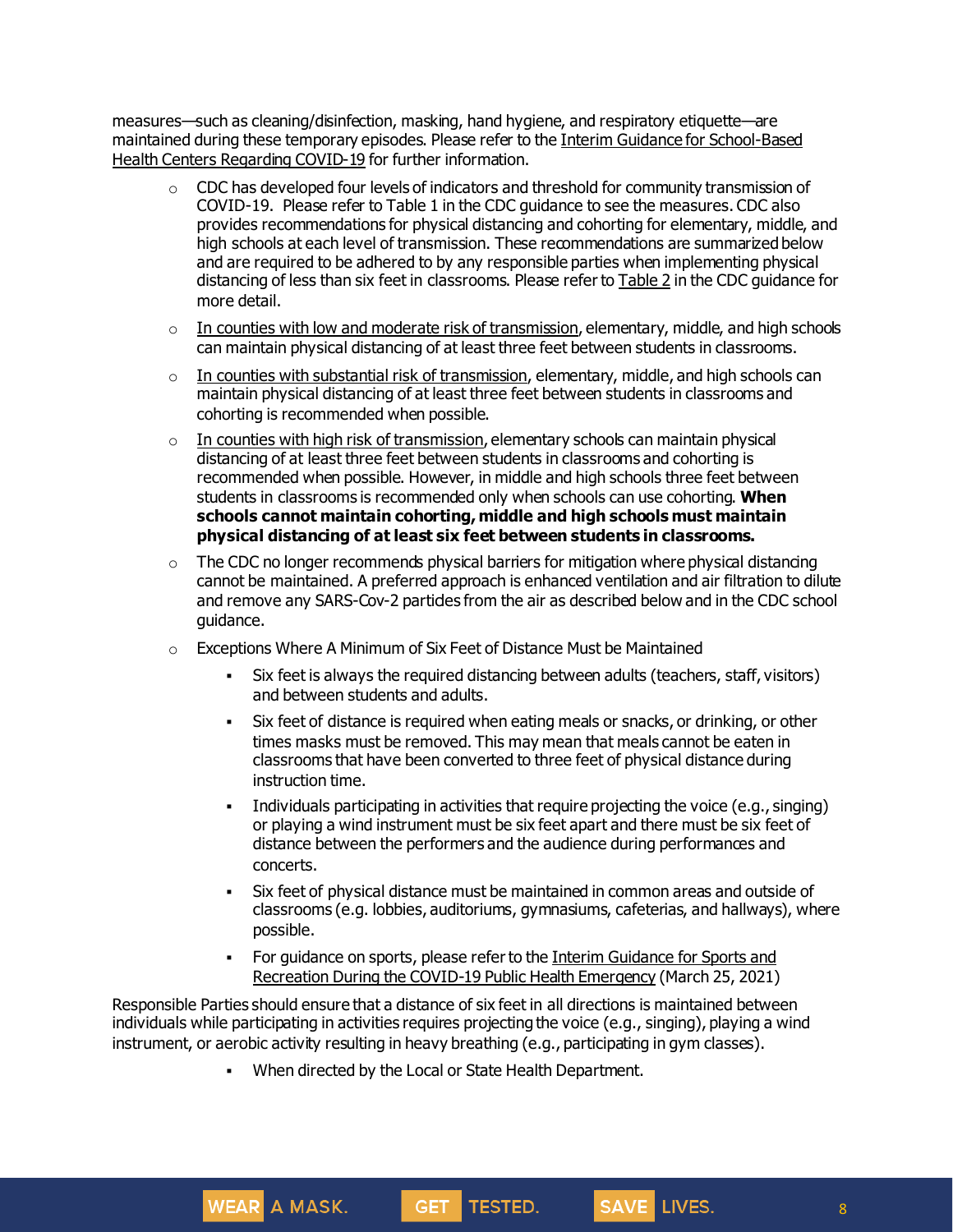measures—such as cleaning/disinfection, masking, hand hygiene, and respiratory etiquette—are maintained during these temporary episodes. Please refer to the Interim Guidance for School-Based Health Centers Regarding COVID-19 for further information.

- CDC has developed four levels of indicators and threshold for community transmission of COVID-19. Please refer to Table 1 in the CDC guidance to see the measures. CDC also provides recommendations for physical distancing and cohorting for elementary, middle, and high schools at each level of transmission. These recommendations are summarized below and are required to be adhered to by any responsible parties when implementing physical distancing of less than six feet in classrooms. Please refer to Table 2 in the CDC guidance for more detail.
- In counties with low and moderate risk of transmission, elementary, middle, and high schools can maintain physical distancing of at least three feet between students in classrooms.
- In counties with substantial risk of transmission, elementary, middle, and high schools can maintain physical distancing of at least three feet between students in classrooms and cohorting is recommended when possible.
- In counties with high risk of transmission, elementary schools can maintain physical distancing of at least three feet between students in classrooms and cohorting is recommended when possible. However, in middle and high schools three feet between students in classrooms is recommended only when schools can use cohorting. **When schools cannot maintain cohorting, middle and high schools must maintain physical distancing of at least six feet between students in classrooms.**
- The CDC no longer recommends physical barriers for mitigation where physical distancing cannot be maintained. A preferred approach is enhanced ventilation and air filtration to dilute and remove any SARS-Cov-2 particles from the air as described below and in the CDC school guidance.
- Exceptions Where A Minimum of Six Feet of Distance Must be Maintained
  - Six feet is always the required distancing between adults (teachers, staff, visitors) and between students and adults.
  - Six feet of distance is required when eating meals or snacks, or drinking, or other times masks must be removed. This may mean that meals cannot be eaten in classrooms that have been converted to three feet of physical distance during instruction time.
  - Individuals participating in activities that require projecting the voice (e.g., singing) or playing a wind instrument must be six feet apart and there must be six feet of distance between the performers and the audience during performances and concerts.
  - Six feet of physical distance must be maintained in common areas and outside of classrooms (e.g. lobbies, auditoriums, gymnasiums, cafeterias, and hallways), where possible.
  - For guidance on sports, please refer to the Interim Guidance for Sports and Recreation During the COVID-19 Public Health Emergency (March 25, 2021)

Responsible Parties should ensure that a distance of six feet in all directions is maintained between individuals while participating in activities requires projecting the voice (e.g., singing), playing a wind instrument, or aerobic activity resulting in heavy breathing (e.g., participating in gym classes).

  - When directed by the Local or State Health Department.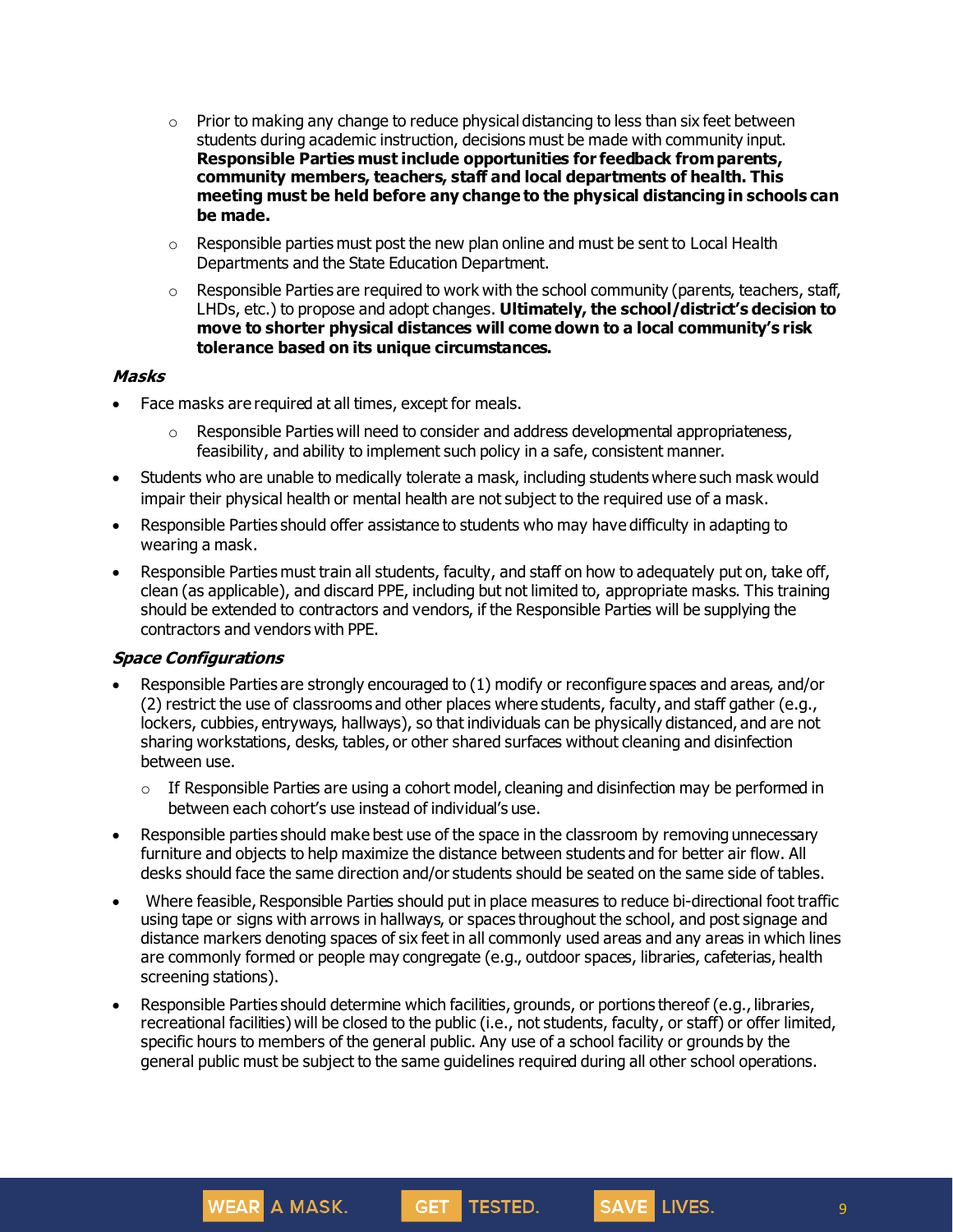- Prior to making any change to reduce physical distancing to less than six feet between students during academic instruction, decisions must be made with community input. **Responsible Parties must include opportunities for feedback from parents, community members, teachers, staff and local departments of health. This meeting must be held before any change to the physical distancing in schools can be made.**
- Responsible parties must post the new plan online and must be sent to Local Health Departments and the State Education Department.
- Responsible Parties are required to work with the school community (parents, teachers, staff, LHDs, etc.) to propose and adopt changes. **Ultimately, the school/district's decision to move to shorter physical distances will come down to a local community's risk tolerance based on its unique circumstances.**

### *Masks*

- Face masks are required at all times, except for meals.
  - Responsible Parties will need to consider and address developmental appropriateness, feasibility, and ability to implement such policy in a safe, consistent manner.
- Students who are unable to medically tolerate a mask, including students where such mask would impair their physical health or mental health are not subject to the required use of a mask.
- Responsible Parties should offer assistance to students who may have difficulty in adapting to wearing a mask.
- Responsible Parties must train all students, faculty, and staff on how to adequately put on, take off, clean (as applicable), and discard PPE, including but not limited to, appropriate masks. This training should be extended to contractors and vendors, if the Responsible Parties will be supplying the contractors and vendors with PPE.

### *Space Configurations*

- Responsible Parties are strongly encouraged to (1) modify or reconfigure spaces and areas, and/or (2) restrict the use of classrooms and other places where students, faculty, and staff gather (e.g., lockers, cubbies, entryways, hallways), so that individuals can be physically distanced, and are not sharing workstations, desks, tables, or other shared surfaces without cleaning and disinfection between use.
  - If Responsible Parties are using a cohort model, cleaning and disinfection may be performed in between each cohort's use instead of individual's use.
- Responsible parties should make best use of the space in the classroom by removing unnecessary furniture and objects to help maximize the distance between students and for better air flow. All desks should face the same direction and/or students should be seated on the same side of tables.
- Where feasible, Responsible Parties should put in place measures to reduce bi-directional foot traffic using tape or signs with arrows in hallways, or spaces throughout the school, and post signage and distance markers denoting spaces of six feet in all commonly used areas and any areas in which lines are commonly formed or people may congregate (e.g., outdoor spaces, libraries, cafeterias, health screening stations).
- Responsible Parties should determine which facilities, grounds, or portions thereof (e.g., libraries, recreational facilities) will be closed to the public (i.e., not students, faculty, or staff) or offer limited, specific hours to members of the general public. Any use of a school facility or grounds by the general public must be subject to the same guidelines required during all other school operations.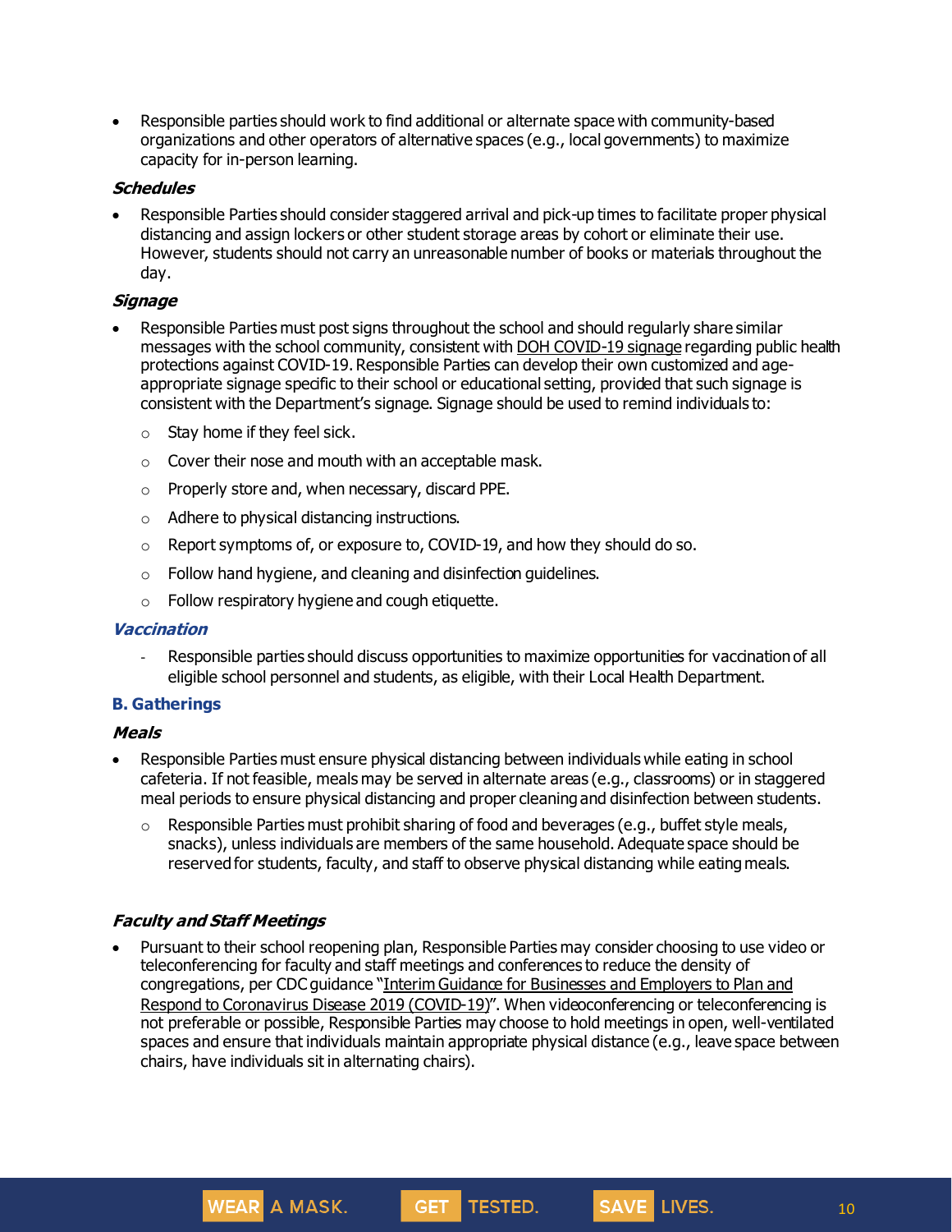- Responsible parties should work to find additional or alternate space with community-based organizations and other operators of alternative spaces (e.g., local governments) to maximize capacity for in-person learning.

#### *Schedules*

- Responsible Parties should consider staggered arrival and pick-up times to facilitate proper physical distancing and assign lockers or other student storage areas by cohort or eliminate their use. However, students should not carry an unreasonable number of books or materials throughout the day.

#### *Signage*

- Responsible Parties must post signs throughout the school and should regularly share similar messages with the school community, consistent with DOH COVID-19 signage regarding public health protections against COVID-19. Responsible Parties can develop their own customized and age-appropriate signage specific to their school or educational setting, provided that such signage is consistent with the Department's signage. Signage should be used to remind individuals to:
  - Stay home if they feel sick.
  - Cover their nose and mouth with an acceptable mask.
  - Properly store and, when necessary, discard PPE.
  - Adhere to physical distancing instructions.
  - Report symptoms of, or exposure to, COVID-19, and how they should do so.
  - Follow hand hygiene, and cleaning and disinfection guidelines.
  - Follow respiratory hygiene and cough etiquette.

#### *Vaccination*

- Responsible parties should discuss opportunities to maximize opportunities for vaccination of all eligible school personnel and students, as eligible, with their Local Health Department.

### B. Gatherings

#### *Meals*

- Responsible Parties must ensure physical distancing between individuals while eating in school cafeteria. If not feasible, meals may be served in alternate areas (e.g., classrooms) or in staggered meal periods to ensure physical distancing and proper cleaning and disinfection between students.
  - Responsible Parties must prohibit sharing of food and beverages (e.g., buffet style meals, snacks), unless individuals are members of the same household. Adequate space should be reserved for students, faculty, and staff to observe physical distancing while eating meals.

#### *Faculty and Staff Meetings*

- Pursuant to their school reopening plan, Responsible Parties may consider choosing to use video or teleconferencing for faculty and staff meetings and conferences to reduce the density of congregations, per CDC guidance "Interim Guidance for Businesses and Employers to Plan and Respond to Coronavirus Disease 2019 (COVID-19)". When videoconferencing or teleconferencing is not preferable or possible, Responsible Parties may choose to hold meetings in open, well-ventilated spaces and ensure that individuals maintain appropriate physical distance (e.g., leave space between chairs, have individuals sit in alternating chairs).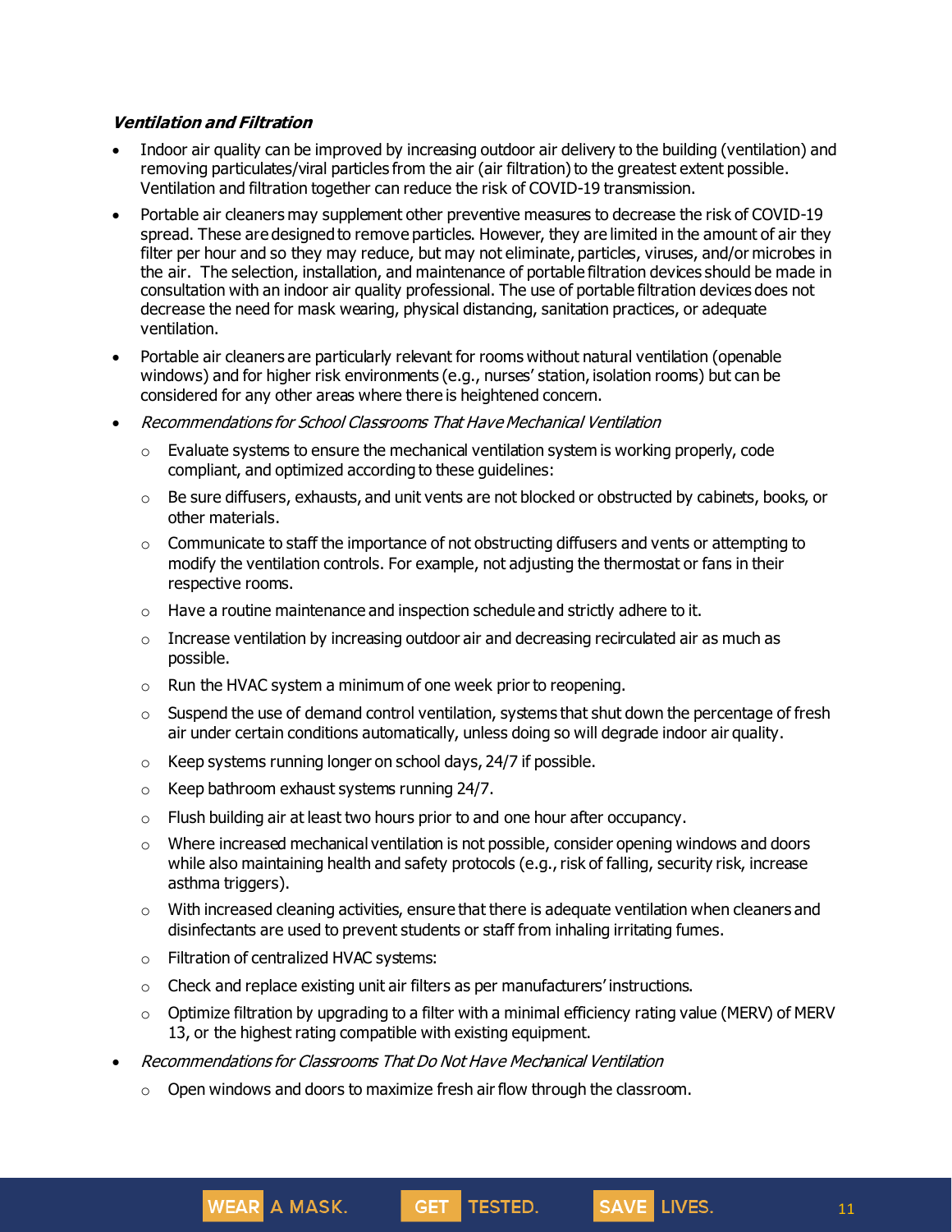***Ventilation and Filtration***

- Indoor air quality can be improved by increasing outdoor air delivery to the building (ventilation) and removing particulates/viral particles from the air (air filtration) to the greatest extent possible. Ventilation and filtration together can reduce the risk of COVID-19 transmission.
- Portable air cleaners may supplement other preventive measures to decrease the risk of COVID-19 spread. These are designed to remove particles. However, they are limited in the amount of air they filter per hour and so they may reduce, but may not eliminate, particles, viruses, and/or microbes in the air. The selection, installation, and maintenance of portable filtration devices should be made in consultation with an indoor air quality professional. The use of portable filtration devices does not decrease the need for mask wearing, physical distancing, sanitation practices, or adequate ventilation.
- Portable air cleaners are particularly relevant for rooms without natural ventilation (openable windows) and for higher risk environments (e.g., nurses' station, isolation rooms) but can be considered for any other areas where there is heightened concern.
- *Recommendations for School Classrooms That Have Mechanical Ventilation*
  - Evaluate systems to ensure the mechanical ventilation system is working properly, code compliant, and optimized according to these guidelines:
  - Be sure diffusers, exhausts, and unit vents are not blocked or obstructed by cabinets, books, or other materials.
  - Communicate to staff the importance of not obstructing diffusers and vents or attempting to modify the ventilation controls. For example, not adjusting the thermostat or fans in their respective rooms.
  - Have a routine maintenance and inspection schedule and strictly adhere to it.
  - Increase ventilation by increasing outdoor air and decreasing recirculated air as much as possible.
  - Run the HVAC system a minimum of one week prior to reopening.
  - Suspend the use of demand control ventilation, systems that shut down the percentage of fresh air under certain conditions automatically, unless doing so will degrade indoor air quality.
  - Keep systems running longer on school days, 24/7 if possible.
  - Keep bathroom exhaust systems running 24/7.
  - Flush building air at least two hours prior to and one hour after occupancy.
  - Where increased mechanical ventilation is not possible, consider opening windows and doors while also maintaining health and safety protocols (e.g., risk of falling, security risk, increase asthma triggers).
  - With increased cleaning activities, ensure that there is adequate ventilation when cleaners and disinfectants are used to prevent students or staff from inhaling irritating fumes.
  - Filtration of centralized HVAC systems:
  - Check and replace existing unit air filters as per manufacturers' instructions.
  - Optimize filtration by upgrading to a filter with a minimal efficiency rating value (MERV) of MERV 13, or the highest rating compatible with existing equipment.
- *Recommendations for Classrooms That Do Not Have Mechanical Ventilation*
  - Open windows and doors to maximize fresh air flow through the classroom.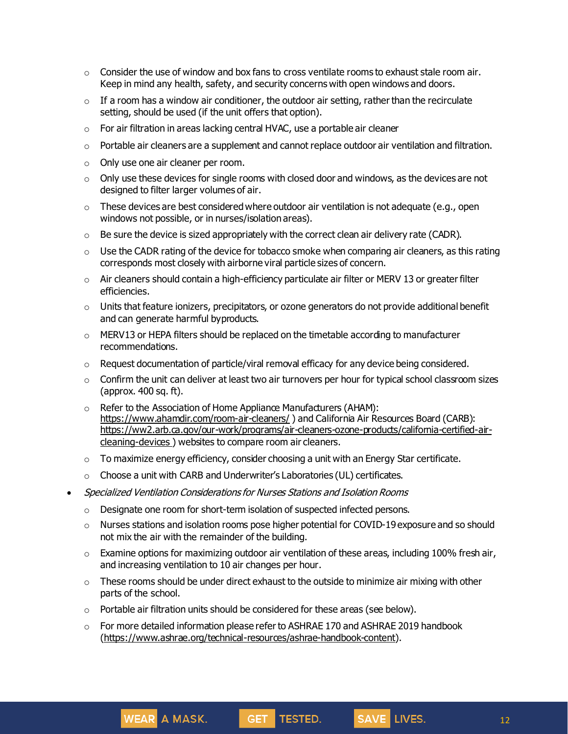- Consider the use of window and box fans to cross ventilate rooms to exhaust stale room air. Keep in mind any health, safety, and security concerns with open windows and doors.
  - If a room has a window air conditioner, the outdoor air setting, rather than the recirculate setting, should be used (if the unit offers that option).
  - For air filtration in areas lacking central HVAC, use a portable air cleaner
  - Portable air cleaners are a supplement and cannot replace outdoor air ventilation and filtration.
  - Only use one air cleaner per room.
  - Only use these devices for single rooms with closed door and windows, as the devices are not designed to filter larger volumes of air.
  - These devices are best considered where outdoor air ventilation is not adequate (e.g., open windows not possible, or in nurses/isolation areas).
  - Be sure the device is sized appropriately with the correct clean air delivery rate (CADR).
  - Use the CADR rating of the device for tobacco smoke when comparing air cleaners, as this rating corresponds most closely with airborne viral particle sizes of concern.
  - Air cleaners should contain a high-efficiency particulate air filter or MERV 13 or greater filter efficiencies.
  - Units that feature ionizers, precipitators, or ozone generators do not provide additional benefit and can generate harmful byproducts.
  - MERV13 or HEPA filters should be replaced on the timetable according to manufacturer recommendations.
  - Request documentation of particle/viral removal efficacy for any device being considered.
  - Confirm the unit can deliver at least two air turnovers per hour for typical school classroom sizes (approx. 400 sq. ft).
  - Refer to the Association of Home Appliance Manufacturers (AHAM): https://www.ahamdir.com/room-air-cleaners/ ) and California Air Resources Board (CARB): https://ww2.arb.ca.gov/our-work/programs/air-cleaners-ozone-products/california-certified-air-cleaning-devices ) websites to compare room air cleaners.
  - To maximize energy efficiency, consider choosing a unit with an Energy Star certificate.
  - Choose a unit with CARB and Underwriter's Laboratories (UL) certificates.
- *Specialized Ventilation Considerations for Nurses Stations and Isolation Rooms*
  - Designate one room for short-term isolation of suspected infected persons.
  - Nurses stations and isolation rooms pose higher potential for COVID-19 exposure and so should not mix the air with the remainder of the building.
  - Examine options for maximizing outdoor air ventilation of these areas, including 100% fresh air, and increasing ventilation to 10 air changes per hour.
  - These rooms should be under direct exhaust to the outside to minimize air mixing with other parts of the school.
  - Portable air filtration units should be considered for these areas (see below).
  - For more detailed information please refer to ASHRAE 170 and ASHRAE 2019 handbook (https://www.ashrae.org/technical-resources/ashrae-handbook-content).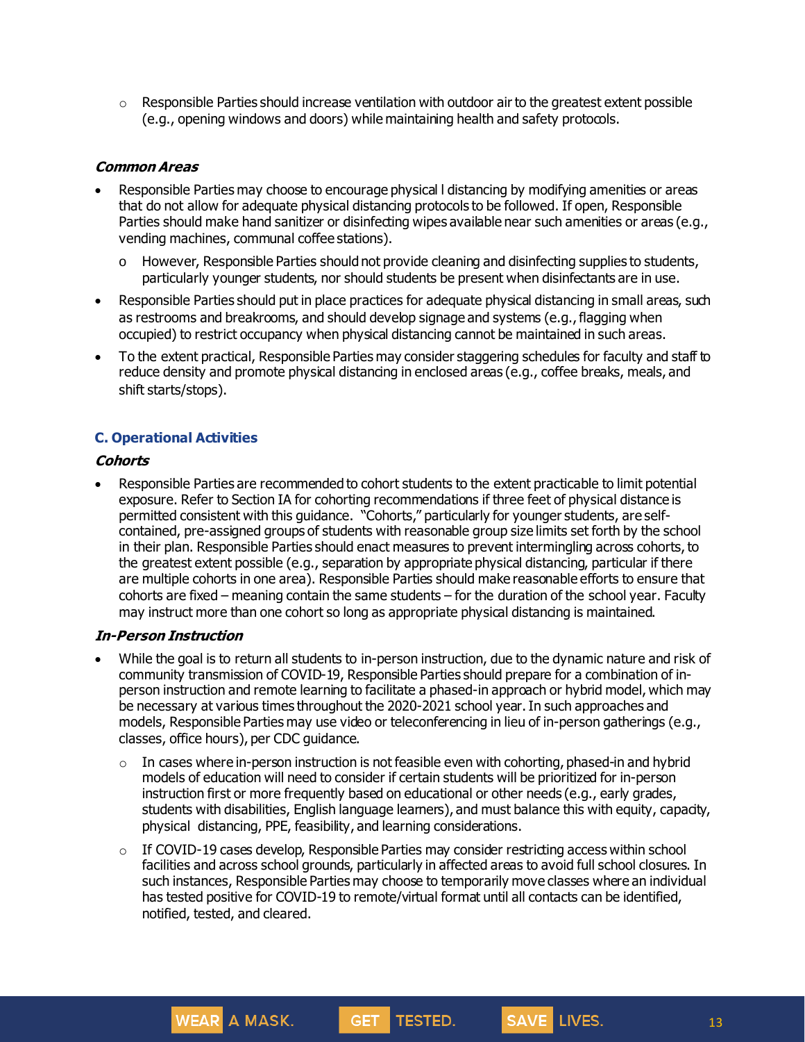- Responsible Parties should increase ventilation with outdoor air to the greatest extent possible (e.g., opening windows and doors) while maintaining health and safety protocols.

***Common Areas***

- Responsible Parties may choose to encourage physical l distancing by modifying amenities or areas that do not allow for adequate physical distancing protocols to be followed. If open, Responsible Parties should make hand sanitizer or disinfecting wipes available near such amenities or areas (e.g., vending machines, communal coffee stations).
  - However, Responsible Parties should not provide cleaning and disinfecting supplies to students, particularly younger students, nor should students be present when disinfectants are in use.
- Responsible Parties should put in place practices for adequate physical distancing in small areas, such as restrooms and breakrooms, and should develop signage and systems (e.g., flagging when occupied) to restrict occupancy when physical distancing cannot be maintained in such areas.
- To the extent practical, Responsible Parties may consider staggering schedules for faculty and staff to reduce density and promote physical distancing in enclosed areas (e.g., coffee breaks, meals, and shift starts/stops).

## C. Operational Activities

***Cohorts***

- Responsible Parties are recommended to cohort students to the extent practicable to limit potential exposure. Refer to Section IA for cohorting recommendations if three feet of physical distance is permitted consistent with this guidance. "Cohorts," particularly for younger students, are self-contained, pre-assigned groups of students with reasonable group size limits set forth by the school in their plan. Responsible Parties should enact measures to prevent intermingling across cohorts, to the greatest extent possible (e.g., separation by appropriate physical distancing, particular if there are multiple cohorts in one area). Responsible Parties should make reasonable efforts to ensure that cohorts are fixed – meaning contain the same students – for the duration of the school year. Faculty may instruct more than one cohort so long as appropriate physical distancing is maintained.

***In-Person Instruction***

- While the goal is to return all students to in-person instruction, due to the dynamic nature and risk of community transmission of COVID-19, Responsible Parties should prepare for a combination of in-person instruction and remote learning to facilitate a phased-in approach or hybrid model, which may be necessary at various times throughout the 2020-2021 school year. In such approaches and models, Responsible Parties may use video or teleconferencing in lieu of in-person gatherings (e.g., classes, office hours), per CDC guidance.
  - In cases where in-person instruction is not feasible even with cohorting, phased-in and hybrid models of education will need to consider if certain students will be prioritized for in-person instruction first or more frequently based on educational or other needs (e.g., early grades, students with disabilities, English language learners), and must balance this with equity, capacity, physical distancing, PPE, feasibility, and learning considerations.
  - If COVID-19 cases develop, Responsible Parties may consider restricting access within school facilities and across school grounds, particularly in affected areas to avoid full school closures. In such instances, Responsible Parties may choose to temporarily move classes where an individual has tested positive for COVID-19 to remote/virtual format until all contacts can be identified, notified, tested, and cleared.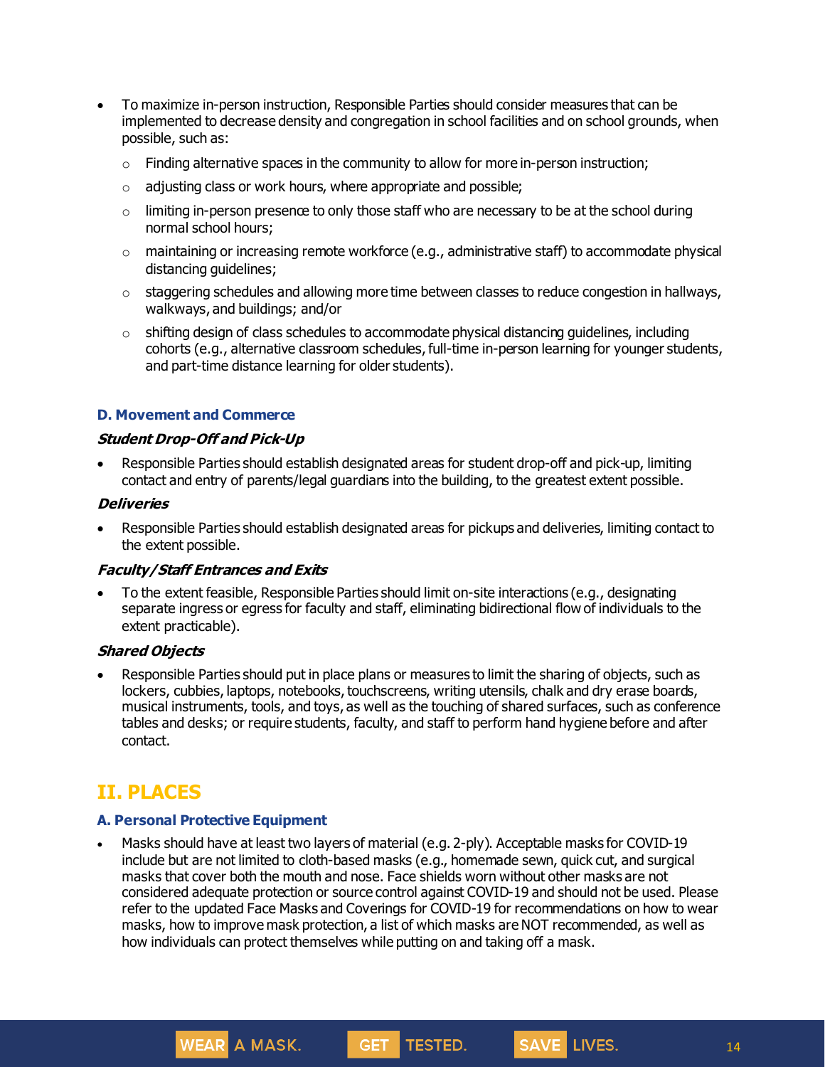- To maximize in-person instruction, Responsible Parties should consider measures that can be implemented to decrease density and congregation in school facilities and on school grounds, when possible, such as:
  - Finding alternative spaces in the community to allow for more in-person instruction;
  - adjusting class or work hours, where appropriate and possible;
  - limiting in-person presence to only those staff who are necessary to be at the school during normal school hours;
  - maintaining or increasing remote workforce (e.g., administrative staff) to accommodate physical distancing guidelines;
  - staggering schedules and allowing more time between classes to reduce congestion in hallways, walkways, and buildings; and/or
  - shifting design of class schedules to accommodate physical distancing guidelines, including cohorts (e.g., alternative classroom schedules, full-time in-person learning for younger students, and part-time distance learning for older students).

### D. Movement and Commerce

#### *Student Drop-Off and Pick-Up*

- Responsible Parties should establish designated areas for student drop-off and pick-up, limiting contact and entry of parents/legal guardians into the building, to the greatest extent possible.

#### *Deliveries*

- Responsible Parties should establish designated areas for pickups and deliveries, limiting contact to the extent possible.

#### *Faculty/Staff Entrances and Exits*

- To the extent feasible, Responsible Parties should limit on-site interactions (e.g., designating separate ingress or egress for faculty and staff, eliminating bidirectional flow of individuals to the extent practicable).

#### *Shared Objects*

- Responsible Parties should put in place plans or measures to limit the sharing of objects, such as lockers, cubbies, laptops, notebooks, touchscreens, writing utensils, chalk and dry erase boards, musical instruments, tools, and toys, as well as the touching of shared surfaces, such as conference tables and desks; or require students, faculty, and staff to perform hand hygiene before and after contact.

## II. PLACES

### A. Personal Protective Equipment

- Masks should have at least two layers of material (e.g. 2-ply). Acceptable masks for COVID-19 include but are not limited to cloth-based masks (e.g., homemade sewn, quick cut, and surgical masks that cover both the mouth and nose. Face shields worn without other masks are not considered adequate protection or source control against COVID-19 and should not be used. Please refer to the updated Face Masks and Coverings for COVID-19 for recommendations on how to wear masks, how to improve mask protection, a list of which masks are NOT recommended, as well as how individuals can protect themselves while putting on and taking off a mask.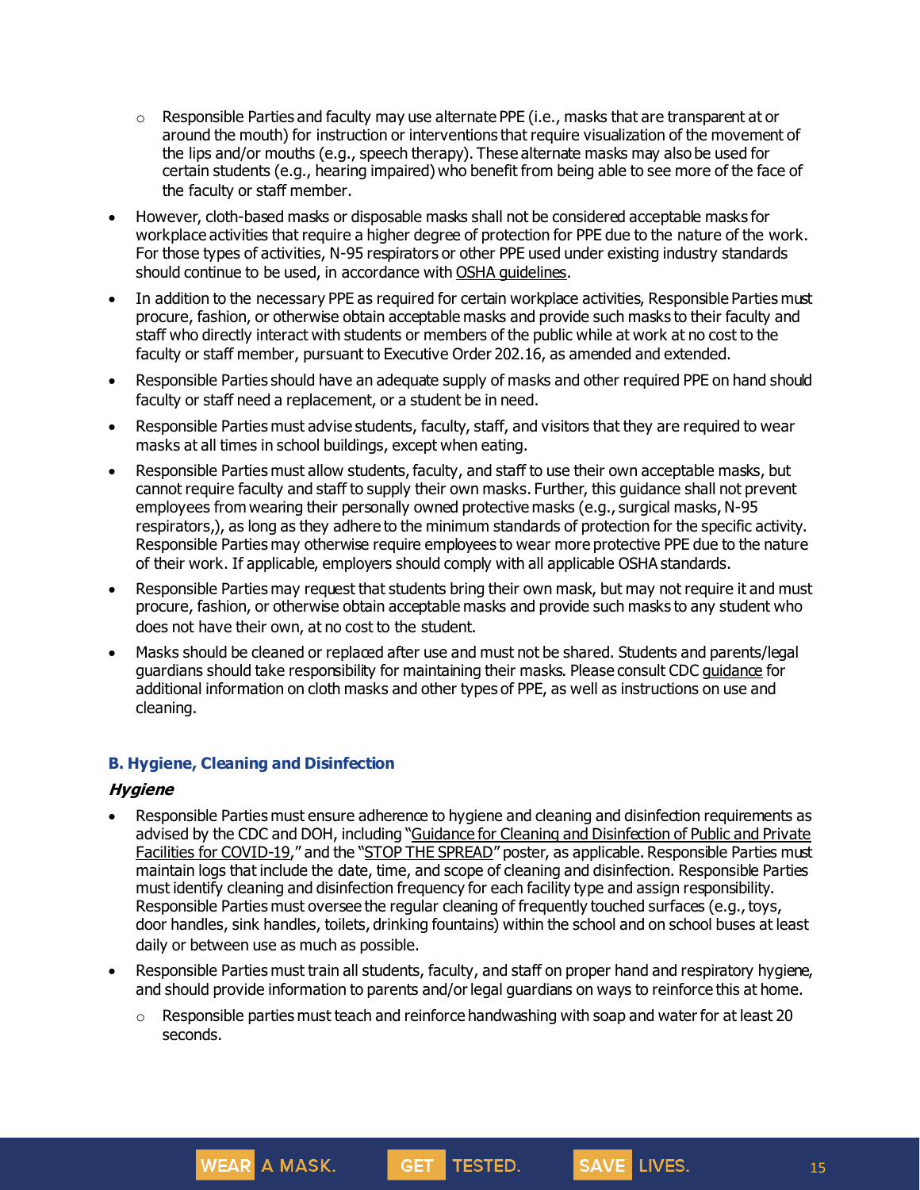- Responsible Parties and faculty may use alternate PPE (i.e., masks that are transparent at or around the mouth) for instruction or interventions that require visualization of the movement of the lips and/or mouths (e.g., speech therapy). These alternate masks may also be used for certain students (e.g., hearing impaired) who benefit from being able to see more of the face of the faculty or staff member.

- However, cloth-based masks or disposable masks shall not be considered acceptable masks for workplace activities that require a higher degree of protection for PPE due to the nature of the work. For those types of activities, N-95 respirators or other PPE used under existing industry standards should continue to be used, in accordance with OSHA guidelines.
- In addition to the necessary PPE as required for certain workplace activities, Responsible Parties must procure, fashion, or otherwise obtain acceptable masks and provide such masks to their faculty and staff who directly interact with students or members of the public while at work at no cost to the faculty or staff member, pursuant to Executive Order 202.16, as amended and extended.
- Responsible Parties should have an adequate supply of masks and other required PPE on hand should faculty or staff need a replacement, or a student be in need.
- Responsible Parties must advise students, faculty, staff, and visitors that they are required to wear masks at all times in school buildings, except when eating.
- Responsible Parties must allow students, faculty, and staff to use their own acceptable masks, but cannot require faculty and staff to supply their own masks. Further, this guidance shall not prevent employees from wearing their personally owned protective masks (e.g., surgical masks, N-95 respirators,), as long as they adhere to the minimum standards of protection for the specific activity. Responsible Parties may otherwise require employees to wear more protective PPE due to the nature of their work. If applicable, employers should comply with all applicable OSHA standards.
- Responsible Parties may request that students bring their own mask, but may not require it and must procure, fashion, or otherwise obtain acceptable masks and provide such masks to any student who does not have their own, at no cost to the student.
- Masks should be cleaned or replaced after use and must not be shared. Students and parents/legal guardians should take responsibility for maintaining their masks. Please consult CDC guidance for additional information on cloth masks and other types of PPE, as well as instructions on use and cleaning.

### B. Hygiene, Cleaning and Disinfection

#### *Hygiene*

- Responsible Parties must ensure adherence to hygiene and cleaning and disinfection requirements as advised by the CDC and DOH, including "Guidance for Cleaning and Disinfection of Public and Private Facilities for COVID-19," and the "STOP THE SPREAD" poster, as applicable. Responsible Parties must maintain logs that include the date, time, and scope of cleaning and disinfection. Responsible Parties must identify cleaning and disinfection frequency for each facility type and assign responsibility. Responsible Parties must oversee the regular cleaning of frequently touched surfaces (e.g., toys, door handles, sink handles, toilets, drinking fountains) within the school and on school buses at least daily or between use as much as possible.
- Responsible Parties must train all students, faculty, and staff on proper hand and respiratory hygiene, and should provide information to parents and/or legal guardians on ways to reinforce this at home.
  - Responsible parties must teach and reinforce handwashing with soap and water for at least 20 seconds.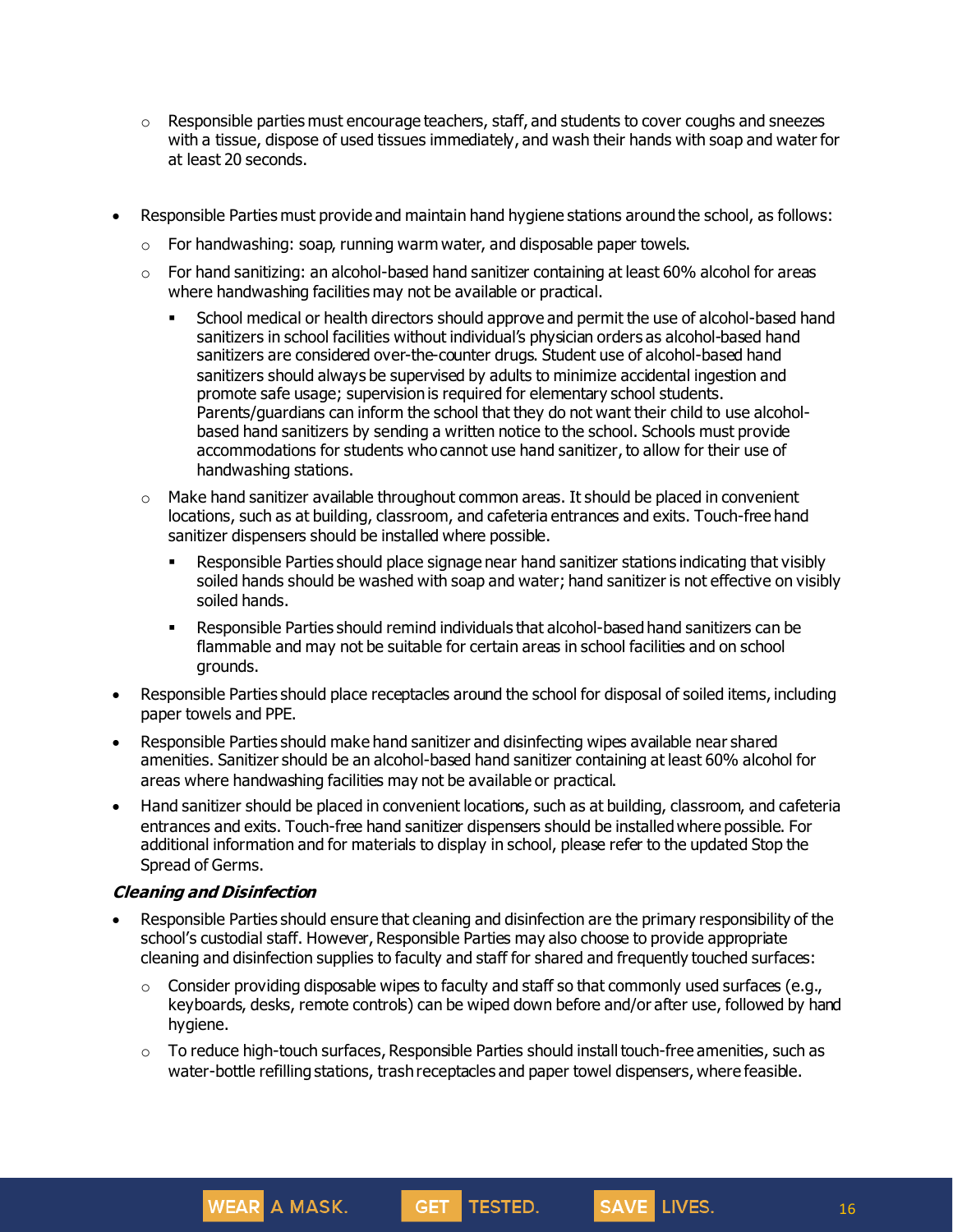- Responsible parties must encourage teachers, staff, and students to cover coughs and sneezes with a tissue, dispose of used tissues immediately, and wash their hands with soap and water for at least 20 seconds.

- Responsible Parties must provide and maintain hand hygiene stations around the school, as follows:
  - For handwashing: soap, running warm water, and disposable paper towels.
  - For hand sanitizing: an alcohol-based hand sanitizer containing at least 60% alcohol for areas where handwashing facilities may not be available or practical.
    - School medical or health directors should approve and permit the use of alcohol-based hand sanitizers in school facilities without individual's physician orders as alcohol-based hand sanitizers are considered over-the-counter drugs. Student use of alcohol-based hand sanitizers should always be supervised by adults to minimize accidental ingestion and promote safe usage; supervision is required for elementary school students. Parents/guardians can inform the school that they do not want their child to use alcohol-based hand sanitizers by sending a written notice to the school. Schools must provide accommodations for students who cannot use hand sanitizer, to allow for their use of handwashing stations.
  - Make hand sanitizer available throughout common areas. It should be placed in convenient locations, such as at building, classroom, and cafeteria entrances and exits. Touch-free hand sanitizer dispensers should be installed where possible.
    - Responsible Parties should place signage near hand sanitizer stations indicating that visibly soiled hands should be washed with soap and water; hand sanitizer is not effective on visibly soiled hands.
    - Responsible Parties should remind individuals that alcohol-based hand sanitizers can be flammable and may not be suitable for certain areas in school facilities and on school grounds.
- Responsible Parties should place receptacles around the school for disposal of soiled items, including paper towels and PPE.
- Responsible Parties should make hand sanitizer and disinfecting wipes available near shared amenities. Sanitizer should be an alcohol-based hand sanitizer containing at least 60% alcohol for areas where handwashing facilities may not be available or practical.
- Hand sanitizer should be placed in convenient locations, such as at building, classroom, and cafeteria entrances and exits. Touch-free hand sanitizer dispensers should be installed where possible. For additional information and for materials to display in school, please refer to the updated Stop the Spread of Germs.

***Cleaning and Disinfection***

- Responsible Parties should ensure that cleaning and disinfection are the primary responsibility of the school's custodial staff. However, Responsible Parties may also choose to provide appropriate cleaning and disinfection supplies to faculty and staff for shared and frequently touched surfaces:
  - Consider providing disposable wipes to faculty and staff so that commonly used surfaces (e.g., keyboards, desks, remote controls) can be wiped down before and/or after use, followed by hand hygiene.
  - To reduce high-touch surfaces, Responsible Parties should install touch-free amenities, such as water-bottle refilling stations, trash receptacles and paper towel dispensers, where feasible.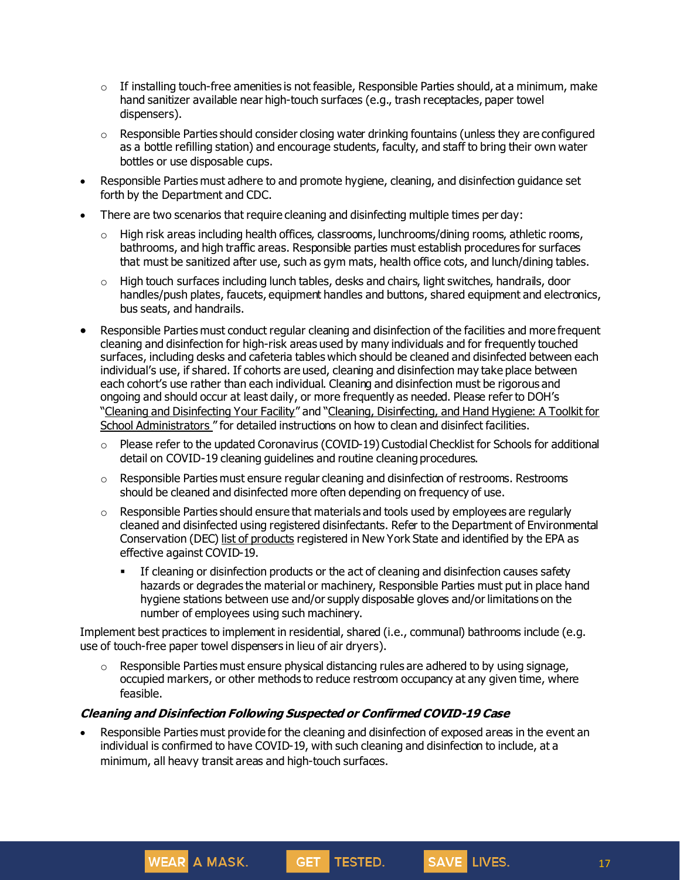- If installing touch-free amenities is not feasible, Responsible Parties should, at a minimum, make hand sanitizer available near high-touch surfaces (e.g., trash receptacles, paper towel dispensers).
   - Responsible Parties should consider closing water drinking fountains (unless they are configured as a bottle refilling station) and encourage students, faculty, and staff to bring their own water bottles or use disposable cups.
- Responsible Parties must adhere to and promote hygiene, cleaning, and disinfection guidance set forth by the Department and CDC.
- There are two scenarios that require cleaning and disinfecting multiple times per day:
   - High risk areas including health offices, classrooms, lunchrooms/dining rooms, athletic rooms, bathrooms, and high traffic areas. Responsible parties must establish procedures for surfaces that must be sanitized after use, such as gym mats, health office cots, and lunch/dining tables.
   - High touch surfaces including lunch tables, desks and chairs, light switches, handrails, door handles/push plates, faucets, equipment handles and buttons, shared equipment and electronics, bus seats, and handrails.
- Responsible Parties must conduct regular cleaning and disinfection of the facilities and more frequent cleaning and disinfection for high-risk areas used by many individuals and for frequently touched surfaces, including desks and cafeteria tables which should be cleaned and disinfected between each individual's use, if shared. If cohorts are used, cleaning and disinfection may take place between each cohort's use rather than each individual. Cleaning and disinfection must be rigorous and ongoing and should occur at least daily, or more frequently as needed. Please refer to DOH's "Cleaning and Disinfecting Your Facility" and "Cleaning, Disinfecting, and Hand Hygiene: A Toolkit for School Administrators " for detailed instructions on how to clean and disinfect facilities.
   - Please refer to the updated Coronavirus (COVID-19) Custodial Checklist for Schools for additional detail on COVID-19 cleaning guidelines and routine cleaning procedures.
   - Responsible Parties must ensure regular cleaning and disinfection of restrooms. Restrooms should be cleaned and disinfected more often depending on frequency of use.
   - Responsible Parties should ensure that materials and tools used by employees are regularly cleaned and disinfected using registered disinfectants. Refer to the Department of Environmental Conservation (DEC) list of products registered in New York State and identified by the EPA as effective against COVID-19.
      - If cleaning or disinfection products or the act of cleaning and disinfection causes safety hazards or degrades the material or machinery, Responsible Parties must put in place hand hygiene stations between use and/or supply disposable gloves and/or limitations on the number of employees using such machinery.

Implement best practices to implement in residential, shared (i.e., communal) bathrooms include (e.g. use of touch-free paper towel dispensers in lieu of air dryers).

   - Responsible Parties must ensure physical distancing rules are adhered to by using signage, occupied markers, or other methods to reduce restroom occupancy at any given time, where feasible.

***Cleaning and Disinfection Following Suspected or Confirmed COVID-19 Case***

- Responsible Parties must provide for the cleaning and disinfection of exposed areas in the event an individual is confirmed to have COVID-19, with such cleaning and disinfection to include, at a minimum, all heavy transit areas and high-touch surfaces.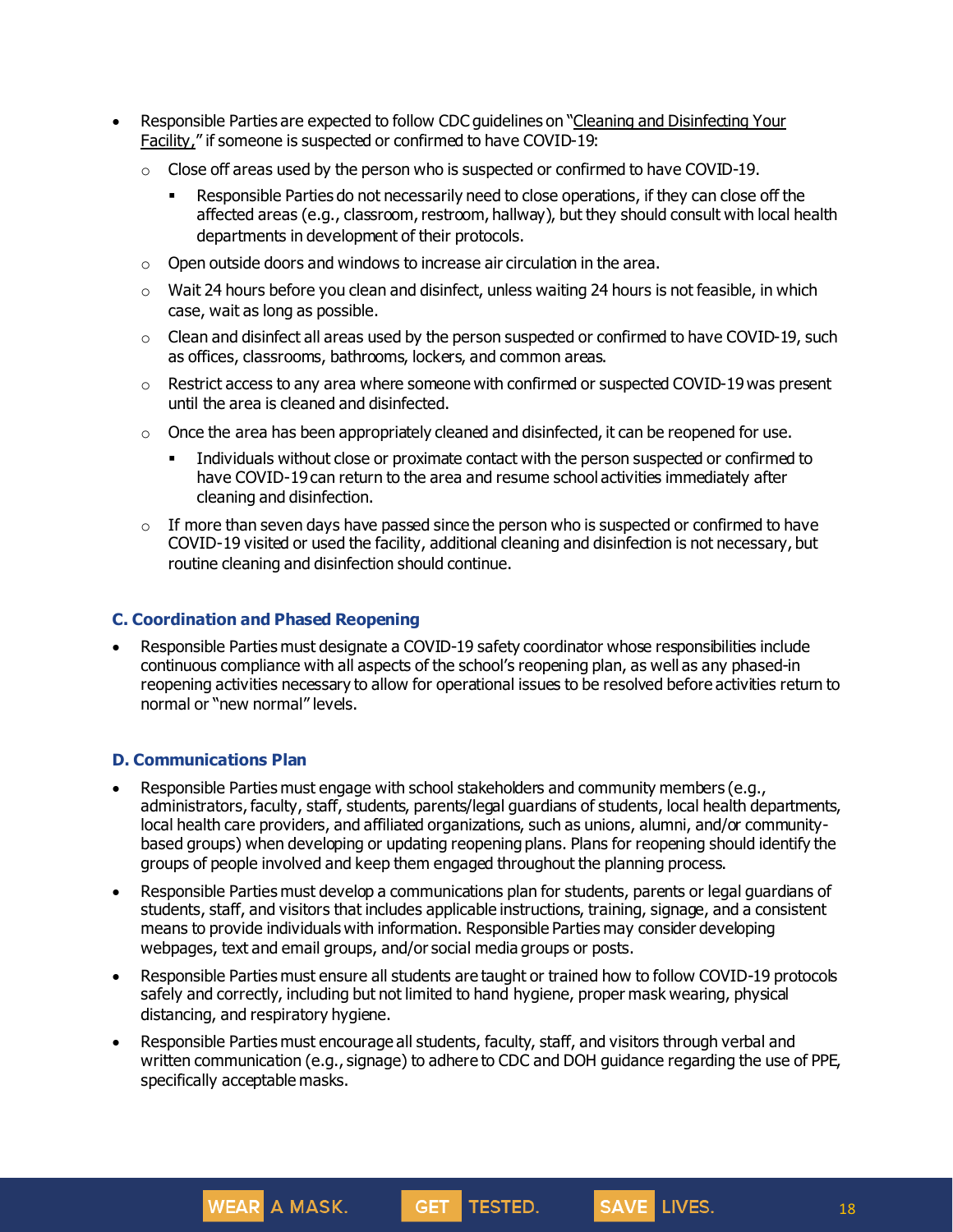- Responsible Parties are expected to follow CDC guidelines on "Cleaning and Disinfecting Your Facility," if someone is suspected or confirmed to have COVID-19:
  - Close off areas used by the person who is suspected or confirmed to have COVID-19.
    - Responsible Parties do not necessarily need to close operations, if they can close off the affected areas (e.g., classroom, restroom, hallway), but they should consult with local health departments in development of their protocols.
  - Open outside doors and windows to increase air circulation in the area.
  - Wait 24 hours before you clean and disinfect, unless waiting 24 hours is not feasible, in which case, wait as long as possible.
  - Clean and disinfect all areas used by the person suspected or confirmed to have COVID-19, such as offices, classrooms, bathrooms, lockers, and common areas.
  - Restrict access to any area where someone with confirmed or suspected COVID-19 was present until the area is cleaned and disinfected.
  - Once the area has been appropriately cleaned and disinfected, it can be reopened for use.
    - Individuals without close or proximate contact with the person suspected or confirmed to have COVID-19 can return to the area and resume school activities immediately after cleaning and disinfection.
  - If more than seven days have passed since the person who is suspected or confirmed to have COVID-19 visited or used the facility, additional cleaning and disinfection is not necessary, but routine cleaning and disinfection should continue.

### C. Coordination and Phased Reopening

- Responsible Parties must designate a COVID-19 safety coordinator whose responsibilities include continuous compliance with all aspects of the school's reopening plan, as well as any phased-in reopening activities necessary to allow for operational issues to be resolved before activities return to normal or "new normal" levels.

### D. Communications Plan

- Responsible Parties must engage with school stakeholders and community members (e.g., administrators, faculty, staff, students, parents/legal guardians of students, local health departments, local health care providers, and affiliated organizations, such as unions, alumni, and/or community-based groups) when developing or updating reopening plans. Plans for reopening should identify the groups of people involved and keep them engaged throughout the planning process.
- Responsible Parties must develop a communications plan for students, parents or legal guardians of students, staff, and visitors that includes applicable instructions, training, signage, and a consistent means to provide individuals with information. Responsible Parties may consider developing webpages, text and email groups, and/or social media groups or posts.
- Responsible Parties must ensure all students are taught or trained how to follow COVID-19 protocols safely and correctly, including but not limited to hand hygiene, proper mask wearing, physical distancing, and respiratory hygiene.
- Responsible Parties must encourage all students, faculty, staff, and visitors through verbal and written communication (e.g., signage) to adhere to CDC and DOH guidance regarding the use of PPE, specifically acceptable masks.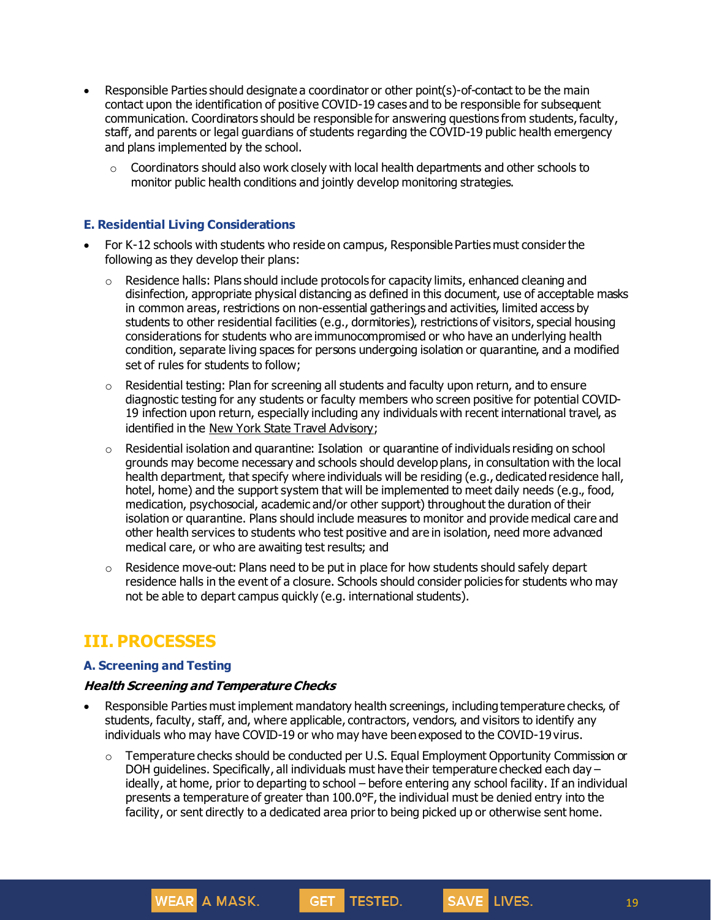- Responsible Parties should designate a coordinator or other point(s)-of-contact to be the main contact upon the identification of positive COVID-19 cases and to be responsible for subsequent communication. Coordinators should be responsible for answering questions from students, faculty, staff, and parents or legal guardians of students regarding the COVID-19 public health emergency and plans implemented by the school.
  - Coordinators should also work closely with local health departments and other schools to monitor public health conditions and jointly develop monitoring strategies.

### E. Residential Living Considerations

- For K-12 schools with students who reside on campus, Responsible Parties must consider the following as they develop their plans:
  - Residence halls: Plans should include protocols for capacity limits, enhanced cleaning and disinfection, appropriate physical distancing as defined in this document, use of acceptable masks in common areas, restrictions on non-essential gatherings and activities, limited access by students to other residential facilities (e.g., dormitories), restrictions of visitors, special housing considerations for students who are immunocompromised or who have an underlying health condition, separate living spaces for persons undergoing isolation or quarantine, and a modified set of rules for students to follow;
  - Residential testing: Plan for screening all students and faculty upon return, and to ensure diagnostic testing for any students or faculty members who screen positive for potential COVID-19 infection upon return, especially including any individuals with recent international travel, as identified in the New York State Travel Advisory;
  - Residential isolation and quarantine: Isolation or quarantine of individuals residing on school grounds may become necessary and schools should develop plans, in consultation with the local health department, that specify where individuals will be residing (e.g., dedicated residence hall, hotel, home) and the support system that will be implemented to meet daily needs (e.g., food, medication, psychosocial, academic and/or other support) throughout the duration of their isolation or quarantine. Plans should include measures to monitor and provide medical care and other health services to students who test positive and are in isolation, need more advanced medical care, or who are awaiting test results; and
  - Residence move-out: Plans need to be put in place for how students should safely depart residence halls in the event of a closure. Schools should consider policies for students who may not be able to depart campus quickly (e.g. international students).

## III. PROCESSES

### A. Screening and Testing

#### *Health Screening and Temperature Checks*

- Responsible Parties must implement mandatory health screenings, including temperature checks, of students, faculty, staff, and, where applicable, contractors, vendors, and visitors to identify any individuals who may have COVID-19 or who may have been exposed to the COVID-19 virus.
  - Temperature checks should be conducted per U.S. Equal Employment Opportunity Commission or DOH guidelines. Specifically, all individuals must have their temperature checked each day – ideally, at home, prior to departing to school – before entering any school facility. If an individual presents a temperature of greater than 100.0°F, the individual must be denied entry into the facility, or sent directly to a dedicated area prior to being picked up or otherwise sent home.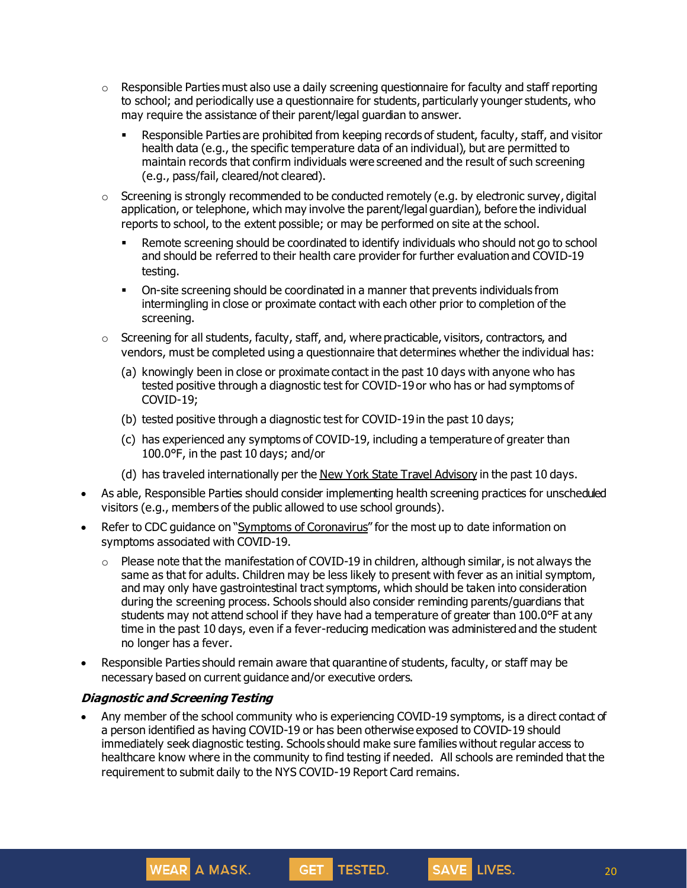- Responsible Parties must also use a daily screening questionnaire for faculty and staff reporting to school; and periodically use a questionnaire for students, particularly younger students, who may require the assistance of their parent/legal guardian to answer.
        - Responsible Parties are prohibited from keeping records of student, faculty, staff, and visitor health data (e.g., the specific temperature data of an individual), but are permitted to maintain records that confirm individuals were screened and the result of such screening (e.g., pass/fail, cleared/not cleared).
    - Screening is strongly recommended to be conducted remotely (e.g. by electronic survey, digital application, or telephone, which may involve the parent/legal guardian), before the individual reports to school, to the extent possible; or may be performed on site at the school.
        - Remote screening should be coordinated to identify individuals who should not go to school and should be referred to their health care provider for further evaluation and COVID-19 testing.
        - On-site screening should be coordinated in a manner that prevents individuals from intermingling in close or proximate contact with each other prior to completion of the screening.
    - Screening for all students, faculty, staff, and, where practicable, visitors, contractors, and vendors, must be completed using a questionnaire that determines whether the individual has:
        (a) knowingly been in close or proximate contact in the past 10 days with anyone who has tested positive through a diagnostic test for COVID-19 or who has or had symptoms of COVID-19;
        (b) tested positive through a diagnostic test for COVID-19 in the past 10 days;
        (c) has experienced any symptoms of COVID-19, including a temperature of greater than 100.0°F, in the past 10 days; and/or
        (d) has traveled internationally per the New York State Travel Advisory in the past 10 days.
- As able, Responsible Parties should consider implementing health screening practices for unscheduled visitors (e.g., members of the public allowed to use school grounds).
- Refer to CDC guidance on "Symptoms of Coronavirus" for the most up to date information on symptoms associated with COVID-19.
    - Please note that the manifestation of COVID-19 in children, although similar, is not always the same as that for adults. Children may be less likely to present with fever as an initial symptom, and may only have gastrointestinal tract symptoms, which should be taken into consideration during the screening process. Schools should also consider reminding parents/guardians that students may not attend school if they have had a temperature of greater than 100.0°F at any time in the past 10 days, even if a fever-reducing medication was administered and the student no longer has a fever.
- Responsible Parties should remain aware that quarantine of students, faculty, or staff may be necessary based on current guidance and/or executive orders.

***Diagnostic and Screening Testing***

- Any member of the school community who is experiencing COVID-19 symptoms, is a direct contact of a person identified as having COVID-19 or has been otherwise exposed to COVID-19 should immediately seek diagnostic testing. Schools should make sure families without regular access to healthcare know where in the community to find testing if needed. All schools are reminded that the requirement to submit daily to the NYS COVID-19 Report Card remains.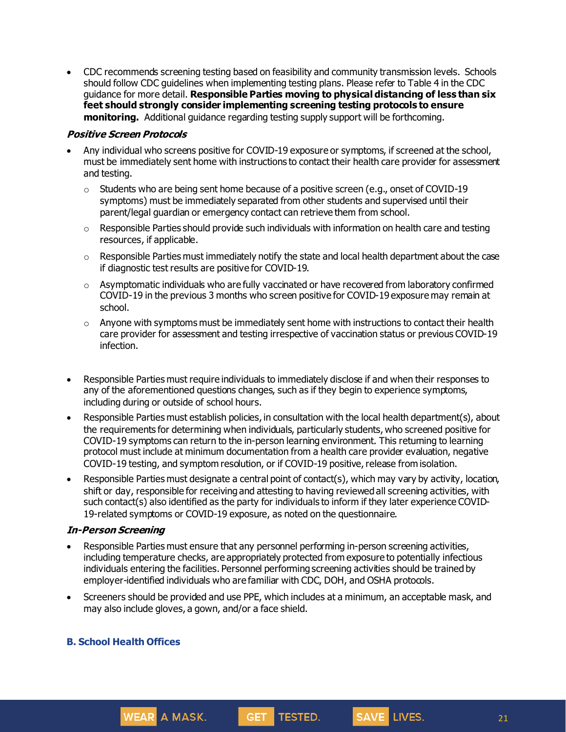- CDC recommends screening testing based on feasibility and community transmission levels. Schools should follow CDC guidelines when implementing testing plans. Please refer to Table 4 in the CDC guidance for more detail. **Responsible Parties moving to physical distancing of less than six feet should strongly consider implementing screening testing protocols to ensure monitoring.** Additional guidance regarding testing supply support will be forthcoming.

***Positive Screen Protocols***

- Any individual who screens positive for COVID-19 exposure or symptoms, if screened at the school, must be immediately sent home with instructions to contact their health care provider for assessment and testing.
  - Students who are being sent home because of a positive screen (e.g., onset of COVID-19 symptoms) must be immediately separated from other students and supervised until their parent/legal guardian or emergency contact can retrieve them from school.
  - Responsible Parties should provide such individuals with information on health care and testing resources, if applicable.
  - Responsible Parties must immediately notify the state and local health department about the case if diagnostic test results are positive for COVID-19.
  - Asymptomatic individuals who are fully vaccinated or have recovered from laboratory confirmed COVID-19 in the previous 3 months who screen positive for COVID-19 exposure may remain at school.
  - Anyone with symptoms must be immediately sent home with instructions to contact their health care provider for assessment and testing irrespective of vaccination status or previous COVID-19 infection.

- Responsible Parties must require individuals to immediately disclose if and when their responses to any of the aforementioned questions changes, such as if they begin to experience symptoms, including during or outside of school hours.
- Responsible Parties must establish policies, in consultation with the local health department(s), about the requirements for determining when individuals, particularly students, who screened positive for COVID-19 symptoms can return to the in-person learning environment. This returning to learning protocol must include at minimum documentation from a health care provider evaluation, negative COVID-19 testing, and symptom resolution, or if COVID-19 positive, release from isolation.
- Responsible Parties must designate a central point of contact(s), which may vary by activity, location, shift or day, responsible for receiving and attesting to having reviewed all screening activities, with such contact(s) also identified as the party for individuals to inform if they later experience COVID-19-related symptoms or COVID-19 exposure, as noted on the questionnaire.

***In-Person Screening***

- Responsible Parties must ensure that any personnel performing in-person screening activities, including temperature checks, are appropriately protected from exposure to potentially infectious individuals entering the facilities. Personnel performing screening activities should be trained by employer-identified individuals who are familiar with CDC, DOH, and OSHA protocols.
- Screeners should be provided and use PPE, which includes at a minimum, an acceptable mask, and may also include gloves, a gown, and/or a face shield.

### B. School Health Offices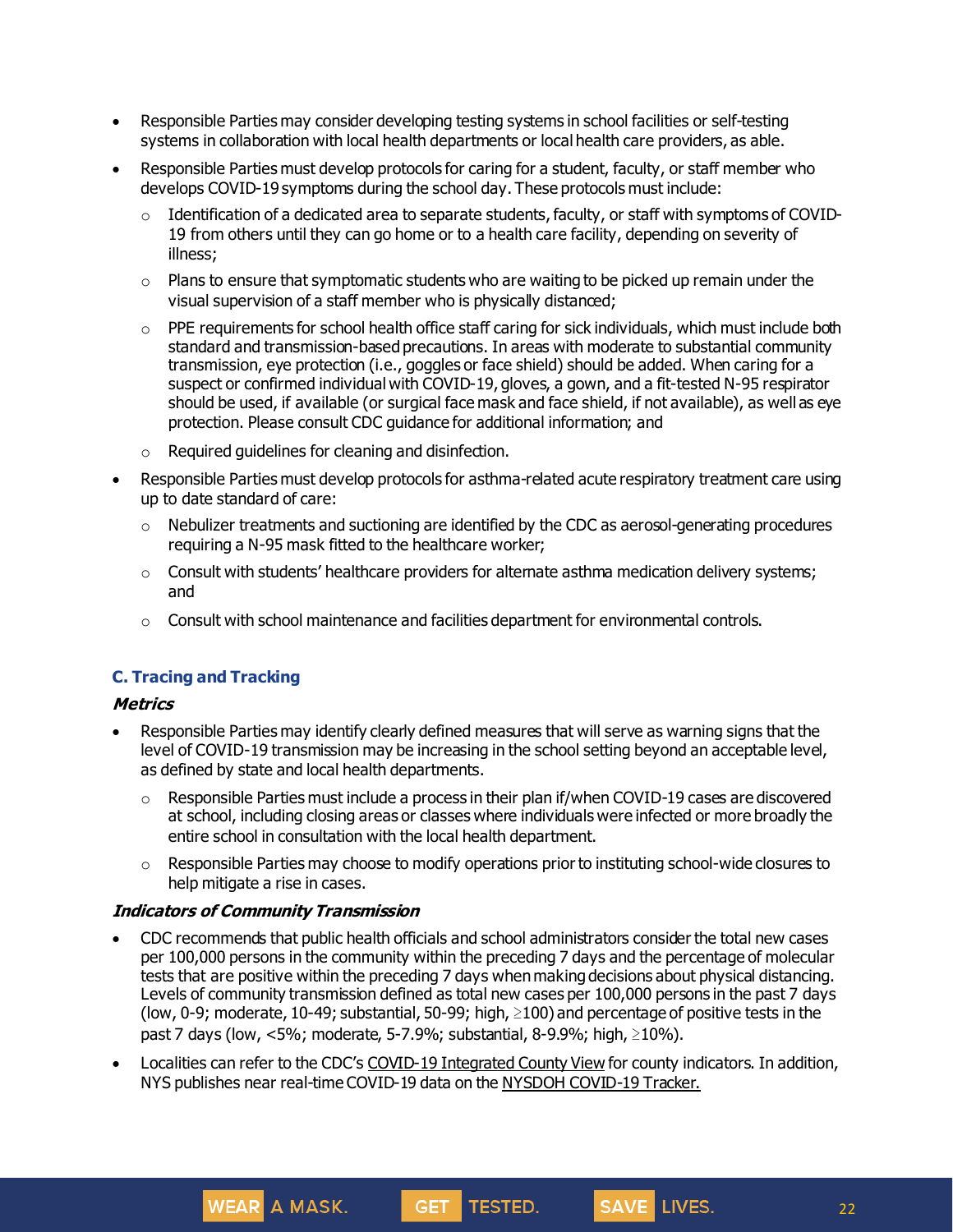- Responsible Parties may consider developing testing systems in school facilities or self-testing systems in collaboration with local health departments or local health care providers, as able.
- Responsible Parties must develop protocols for caring for a student, faculty, or staff member who develops COVID-19 symptoms during the school day. These protocols must include:
  - Identification of a dedicated area to separate students, faculty, or staff with symptoms of COVID-19 from others until they can go home or to a health care facility, depending on severity of illness;
  - Plans to ensure that symptomatic students who are waiting to be picked up remain under the visual supervision of a staff member who is physically distanced;
  - PPE requirements for school health office staff caring for sick individuals, which must include both standard and transmission-based precautions. In areas with moderate to substantial community transmission, eye protection (i.e., goggles or face shield) should be added. When caring for a suspect or confirmed individual with COVID-19, gloves, a gown, and a fit-tested N-95 respirator should be used, if available (or surgical face mask and face shield, if not available), as well as eye protection. Please consult CDC guidance for additional information; and
  - Required guidelines for cleaning and disinfection.
- Responsible Parties must develop protocols for asthma-related acute respiratory treatment care using up to date standard of care:
  - Nebulizer treatments and suctioning are identified by the CDC as aerosol-generating procedures requiring a N-95 mask fitted to the healthcare worker;
  - Consult with students' healthcare providers for alternate asthma medication delivery systems; and
  - Consult with school maintenance and facilities department for environmental controls.

## C. Tracing and Tracking

### *Metrics*

- Responsible Parties may identify clearly defined measures that will serve as warning signs that the level of COVID-19 transmission may be increasing in the school setting beyond an acceptable level, as defined by state and local health departments.
  - Responsible Parties must include a process in their plan if/when COVID-19 cases are discovered at school, including closing areas or classes where individuals were infected or more broadly the entire school in consultation with the local health department.
  - Responsible Parties may choose to modify operations prior to instituting school-wide closures to help mitigate a rise in cases.

### *Indicators of Community Transmission*

- CDC recommends that public health officials and school administrators consider the total new cases per 100,000 persons in the community within the preceding 7 days and the percentage of molecular tests that are positive within the preceding 7 days when making decisions about physical distancing. Levels of community transmission defined as total new cases per 100,000 persons in the past 7 days (low, 0-9; moderate, 10-49; substantial, 50-99; high, ≥100) and percentage of positive tests in the past 7 days (low, <5%; moderate, 5-7.9%; substantial, 8-9.9%; high, ≥10%).
- Localities can refer to the CDC's COVID-19 Integrated County View for county indicators. In addition, NYS publishes near real-time COVID-19 data on the NYSDOH COVID-19 Tracker.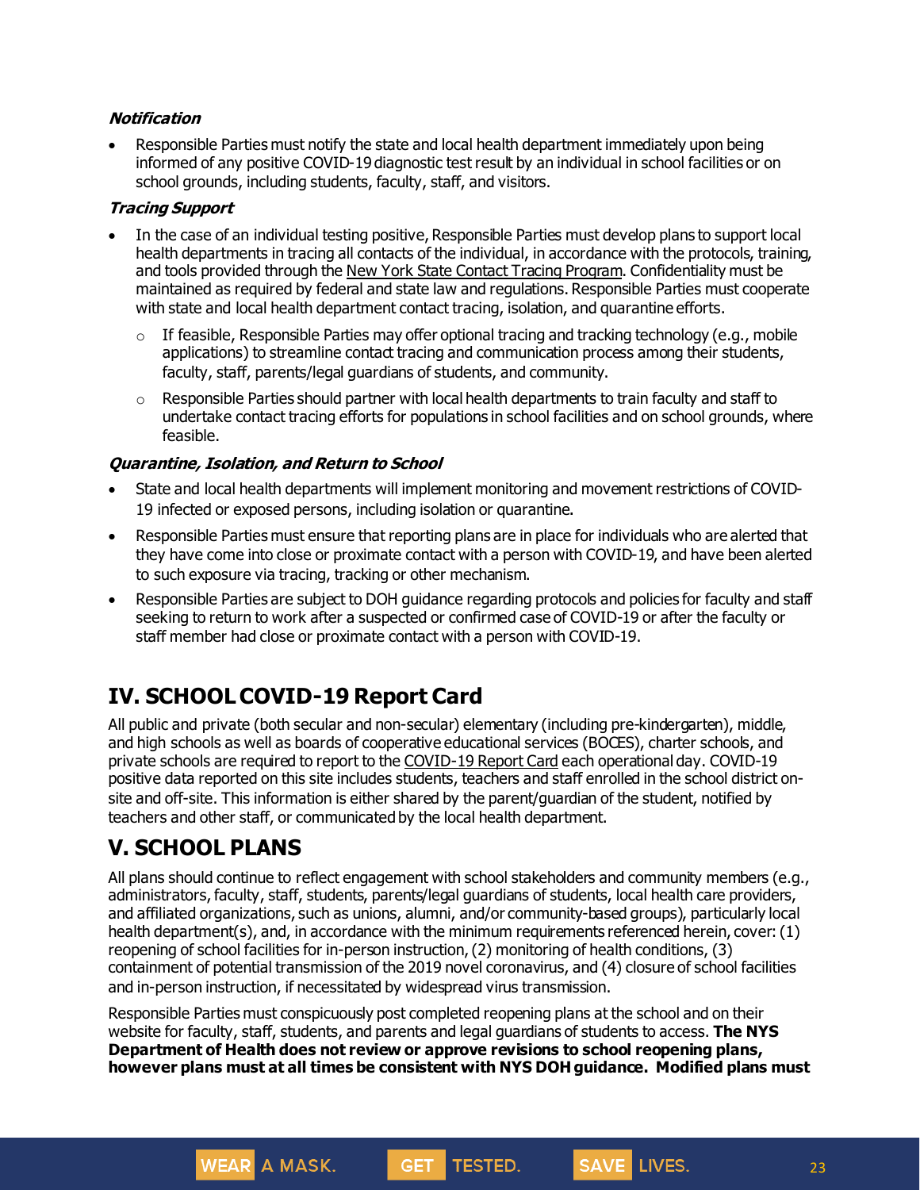***Notification***

- Responsible Parties must notify the state and local health department immediately upon being informed of any positive COVID-19 diagnostic test result by an individual in school facilities or on school grounds, including students, faculty, staff, and visitors.

***Tracing Support***

- In the case of an individual testing positive, Responsible Parties must develop plans to support local health departments in tracing all contacts of the individual, in accordance with the protocols, training, and tools provided through the New York State Contact Tracing Program. Confidentiality must be maintained as required by federal and state law and regulations. Responsible Parties must cooperate with state and local health department contact tracing, isolation, and quarantine efforts.
  - If feasible, Responsible Parties may offer optional tracing and tracking technology (e.g., mobile applications) to streamline contact tracing and communication process among their students, faculty, staff, parents/legal guardians of students, and community.
  - Responsible Parties should partner with local health departments to train faculty and staff to undertake contact tracing efforts for populations in school facilities and on school grounds, where feasible.

***Quarantine, Isolation, and Return to School***

- State and local health departments will implement monitoring and movement restrictions of COVID-19 infected or exposed persons, including isolation or quarantine.
- Responsible Parties must ensure that reporting plans are in place for individuals who are alerted that they have come into close or proximate contact with a person with COVID-19, and have been alerted to such exposure via tracing, tracking or other mechanism.
- Responsible Parties are subject to DOH guidance regarding protocols and policies for faculty and staff seeking to return to work after a suspected or confirmed case of COVID-19 or after the faculty or staff member had close or proximate contact with a person with COVID-19.

## IV. SCHOOL COVID-19 Report Card

All public and private (both secular and non-secular) elementary (including pre-kindergarten), middle, and high schools as well as boards of cooperative educational services (BOCES), charter schools, and private schools are required to report to the COVID-19 Report Card each operational day. COVID-19 positive data reported on this site includes students, teachers and staff enrolled in the school district on-site and off-site. This information is either shared by the parent/guardian of the student, notified by teachers and other staff, or communicated by the local health department.

## V. SCHOOL PLANS

All plans should continue to reflect engagement with school stakeholders and community members (e.g., administrators, faculty, staff, students, parents/legal guardians of students, local health care providers, and affiliated organizations, such as unions, alumni, and/or community-based groups), particularly local health department(s), and, in accordance with the minimum requirements referenced herein, cover: (1) reopening of school facilities for in-person instruction, (2) monitoring of health conditions, (3) containment of potential transmission of the 2019 novel coronavirus, and (4) closure of school facilities and in-person instruction, if necessitated by widespread virus transmission.

Responsible Parties must conspicuously post completed reopening plans at the school and on their website for faculty, staff, students, and parents and legal guardians of students to access. **The NYS Department of Health does not review or approve revisions to school reopening plans, however plans must at all times be consistent with NYS DOH guidance. Modified plans must**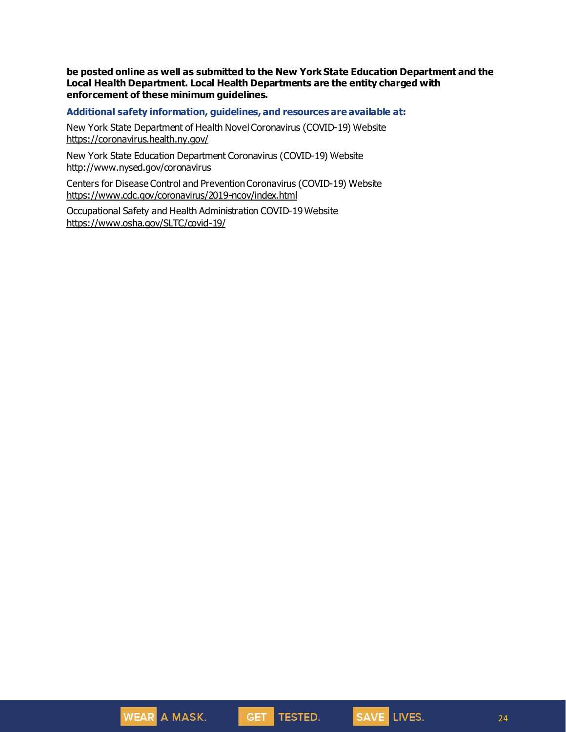**be posted online as well as submitted to the New York State Education Department and the Local Health Department. Local Health Departments are the entity charged with enforcement of these minimum guidelines.**

### Additional safety information, guidelines, and resources are available at:

New York State Department of Health Novel Coronavirus (COVID-19) Website
https://coronavirus.health.ny.gov/

New York State Education Department Coronavirus (COVID-19) Website
http://www.nysed.gov/coronavirus

Centers for Disease Control and Prevention Coronavirus (COVID-19) Website
https://www.cdc.gov/coronavirus/2019-ncov/index.html

Occupational Safety and Health Administration COVID-19 Website
https://www.osha.gov/SLTC/covid-19/